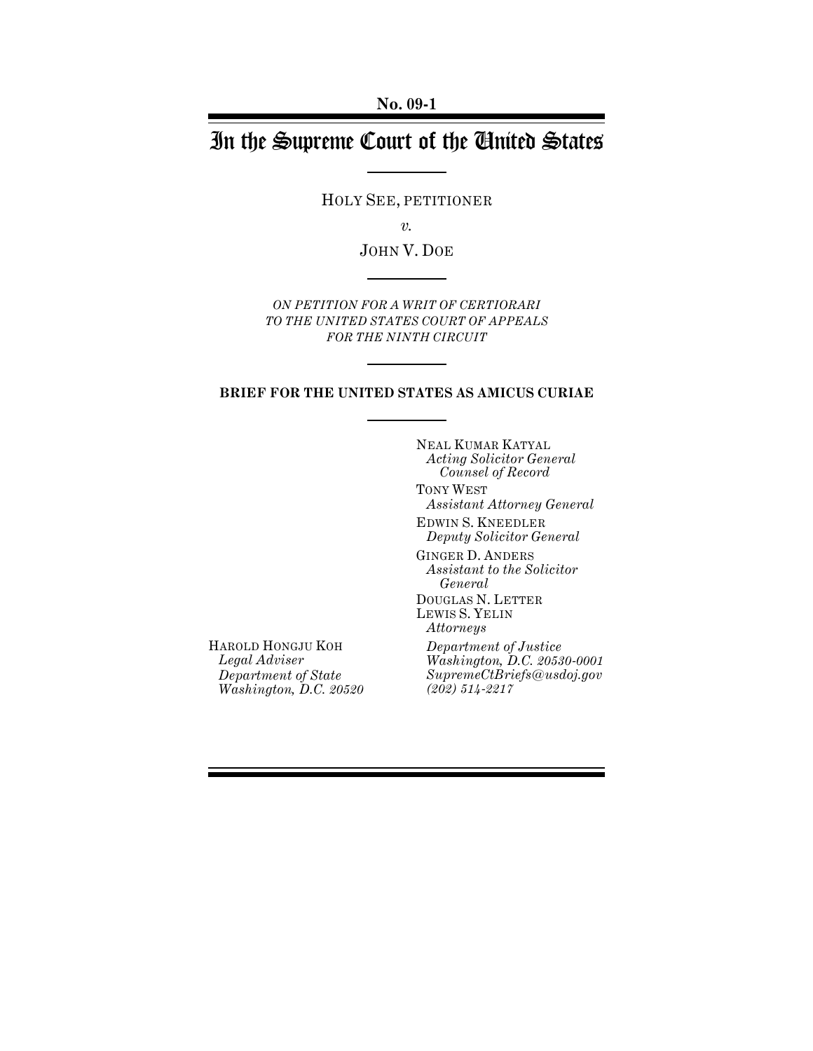**No. 09-1**

# In the Supreme Court of the United States

HOLY SEE, PETITIONER

*v.*

JOHN V. DOE

*ON PETITION FOR A WRIT OF CERTIORARI TO THE UNITED STATES COURT OF APPEALS FOR THE NINTH CIRCUIT*

**BRIEF FOR THE UNITED STATES AS AMICUS CURIAE**

NEAL KUMAR KATYAL
*Acting Solicitor General*
*Counsel of Record*

TONY WEST
*Assistant Attorney General*

EDWIN S. KNEEDLER
*Deputy Solicitor General*

GINGER D. ANDERS
*Assistant to the Solicitor General*

DOUGLAS N. LETTER
LEWIS S. YELIN
*Attorneys*

*Department of Justice*
*Washington, D.C. 20530-0001*
*SupremeCtBriefs@usdoj.gov*
*(202) 514-2217*

HAROLD HONGJU KOH
*Legal Adviser*
*Department of State*
*Washington, D.C. 20520*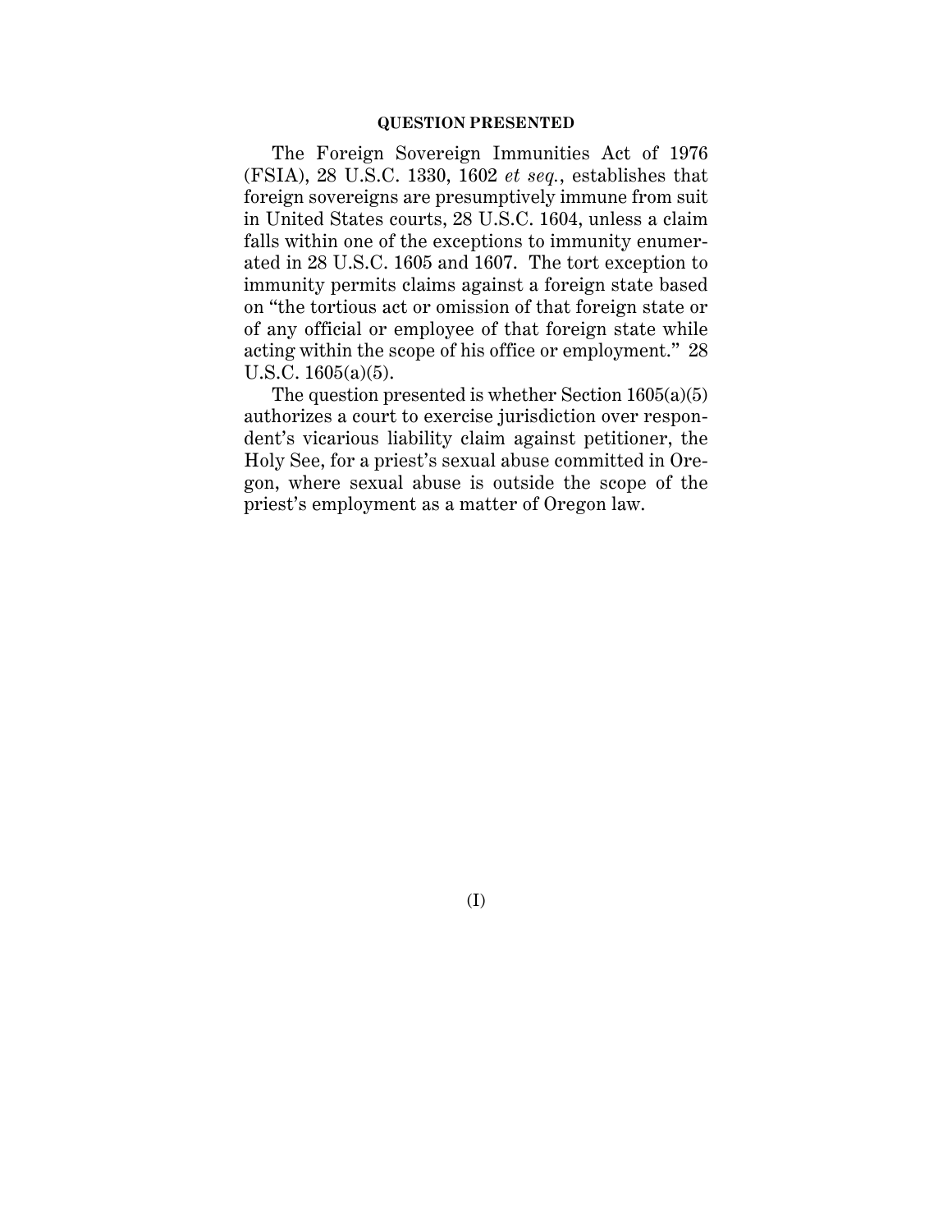## QUESTION PRESENTED

The Foreign Sovereign Immunities Act of 1976 (FSIA), 28 U.S.C. 1330, 1602 *et seq.*, establishes that foreign sovereigns are presumptively immune from suit in United States courts, 28 U.S.C. 1604, unless a claim falls within one of the exceptions to immunity enumerated in 28 U.S.C. 1605 and 1607. The tort exception to immunity permits claims against a foreign state based on "the tortious act or omission of that foreign state or of any official or employee of that foreign state while acting within the scope of his office or employment." 28 U.S.C. 1605(a)(5).

The question presented is whether Section 1605(a)(5) authorizes a court to exercise jurisdiction over respondent's vicarious liability claim against petitioner, the Holy See, for a priest's sexual abuse committed in Oregon, where sexual abuse is outside the scope of the priest's employment as a matter of Oregon law.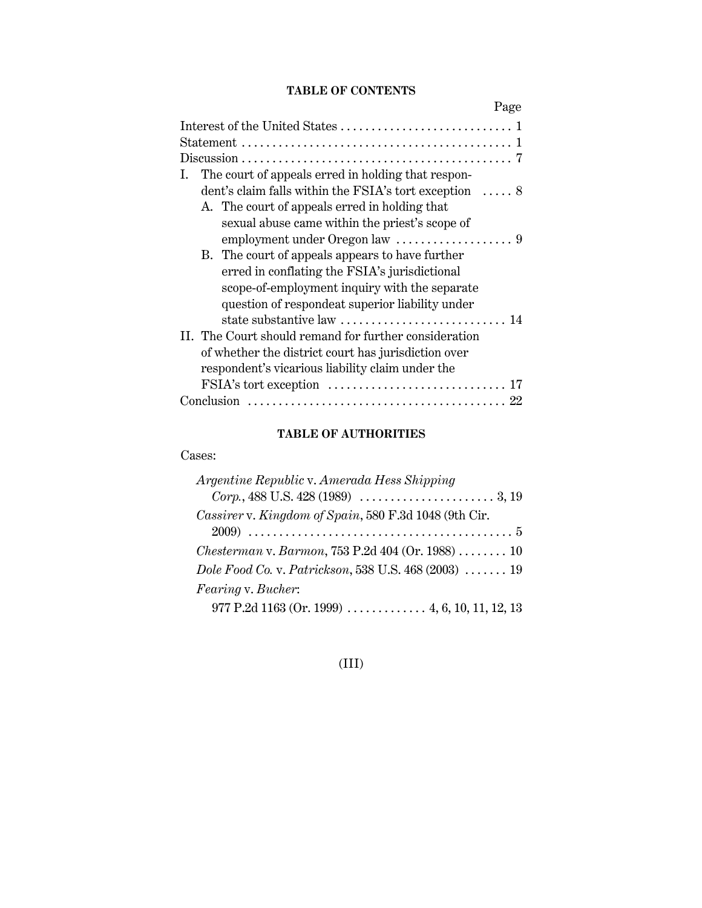## TABLE OF CONTENTS

| | Page |
|---|---|
| Interest of the United States | 1 |
| Statement | 1 |
| Discussion | 7 |
| I. The court of appeals erred in holding that respondent's claim falls within the FSIA's tort exception | 8 |
| A. The court of appeals erred in holding that sexual abuse came within the priest's scope of employment under Oregon law | 9 |
| B. The court of appeals appears to have further erred in conflating the FSIA's jurisdictional scope-of-employment inquiry with the separate question of respondeat superior liability under state substantive law | 14 |
| II. The Court should remand for further consideration of whether the district court has jurisdiction over respondent's vicarious liability claim under the FSIA's tort exception | 17 |
| Conclusion | 22 |

## TABLE OF AUTHORITIES

Cases:

*Argentine Republic* v. *Amerada Hess Shipping Corp.*, 488 U.S. 428 (1989) . . . . . 3, 19

*Cassirer* v. *Kingdom of Spain*, 580 F.3d 1048 (9th Cir. 2009) . . . . . 5

*Chesterman* v. *Barmon*, 753 P.2d 404 (Or. 1988) . . . . . 10

*Dole Food Co.* v. *Patrickson*, 538 U.S. 468 (2003) . . . . . 19

*Fearing* v. *Bucher*:

977 P.2d 1163 (Or. 1999) . . . . . 4, 6, 10, 11, 12, 13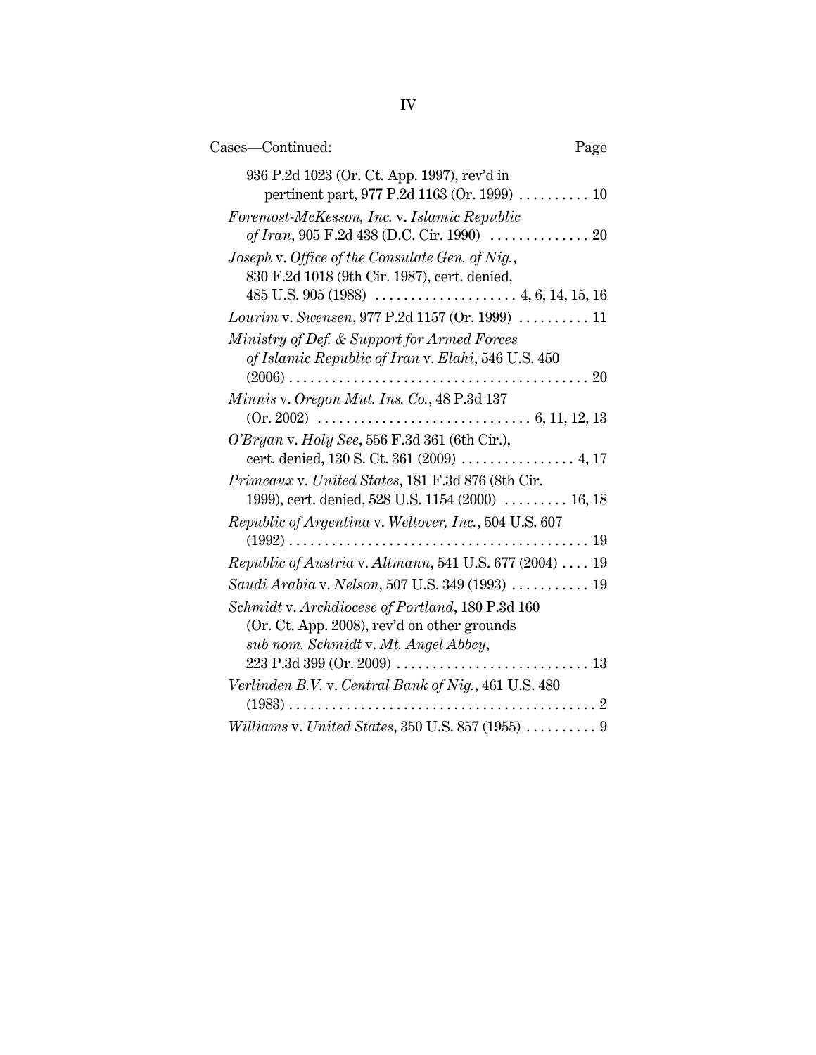Cases—Continued: Page

936 P.2d 1023 (Or. Ct. App. 1997), rev'd in pertinent part, 977 P.2d 1163 (Or. 1999) .......... 10

*Foremost-McKesson, Inc.* v. *Islamic Republic of Iran*, 905 F.2d 438 (D.C. Cir. 1990) .............. 20

*Joseph* v. *Office of the Consulate Gen. of Nig.*, 830 F.2d 1018 (9th Cir. 1987), cert. denied, 485 U.S. 905 (1988) .................... 4, 6, 14, 15, 16

*Lourim* v. *Swensen*, 977 P.2d 1157 (Or. 1999) .......... 11

*Ministry of Def. & Support for Armed Forces of Islamic Republic of Iran* v. *Elahi*, 546 U.S. 450 (2006) .......................................... 20

*Minnis* v. *Oregon Mut. Ins. Co.*, 48 P.3d 137 (Or. 2002) .............................. 6, 11, 12, 13

*O'Bryan* v. *Holy See*, 556 F.3d 361 (6th Cir.), cert. denied, 130 S. Ct. 361 (2009) ................ 4, 17

*Primeaux* v. *United States*, 181 F.3d 876 (8th Cir. 1999), cert. denied, 528 U.S. 1154 (2000) ......... 16, 18

*Republic of Argentina* v. *Weltover, Inc.*, 504 U.S. 607 (1992) .......................................... 19

*Republic of Austria* v. *Altmann*, 541 U.S. 677 (2004) .... 19

*Saudi Arabia* v. *Nelson*, 507 U.S. 349 (1993) ........... 19

*Schmidt* v. *Archdiocese of Portland*, 180 P.3d 160 (Or. Ct. App. 2008), rev'd on other grounds *sub nom. Schmidt* v. *Mt. Angel Abbey*, 223 P.3d 399 (Or. 2009) ........................... 13

*Verlinden B.V.* v. *Central Bank of Nig.*, 461 U.S. 480 (1983) ........................................... 2

*Williams* v. *United States*, 350 U.S. 857 (1955) .......... 9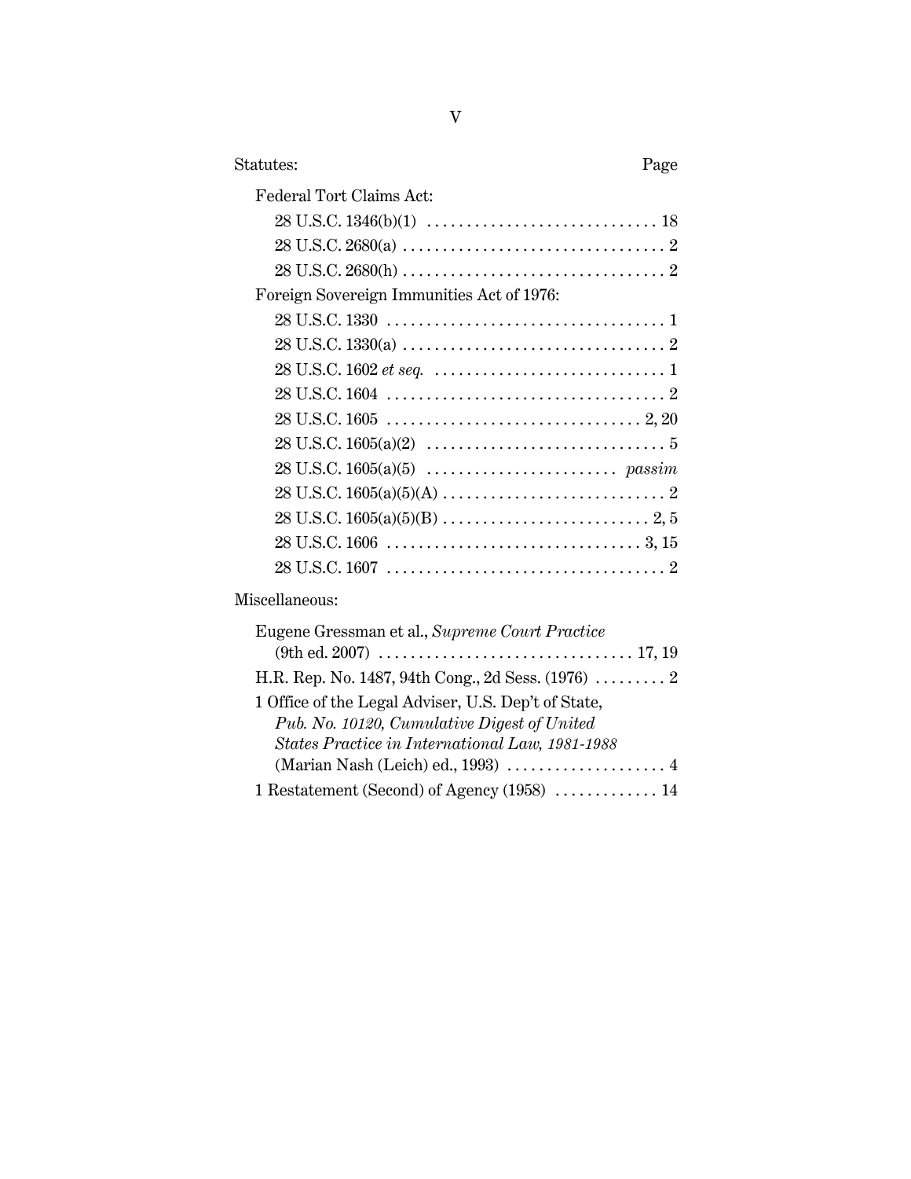Statutes: Page

Federal Tort Claims Act:

- 28 U.S.C. 1346(b)(1) . . . . . . . . . . . . . . . . . . . . . . . . . . . . . 18
- 28 U.S.C. 2680(a) . . . . . . . . . . . . . . . . . . . . . . . . . . . . . . . . . 2
- 28 U.S.C. 2680(h) . . . . . . . . . . . . . . . . . . . . . . . . . . . . . . . . . 2

Foreign Sovereign Immunities Act of 1976:

- 28 U.S.C. 1330 . . . . . . . . . . . . . . . . . . . . . . . . . . . . . . . . . . . 1
- 28 U.S.C. 1330(a) . . . . . . . . . . . . . . . . . . . . . . . . . . . . . . . . . 2
- 28 U.S.C. 1602 *et seq.* . . . . . . . . . . . . . . . . . . . . . . . . . . . . . 1
- 28 U.S.C. 1604 . . . . . . . . . . . . . . . . . . . . . . . . . . . . . . . . . . . 2
- 28 U.S.C. 1605 . . . . . . . . . . . . . . . . . . . . . . . . . . . . . . . . 2, 20
- 28 U.S.C. 1605(a)(2) . . . . . . . . . . . . . . . . . . . . . . . . . . . . . . 5
- 28 U.S.C. 1605(a)(5) . . . . . . . . . . . . . . . . . . . . . . . . *passim*
- 28 U.S.C. 1605(a)(5)(A) . . . . . . . . . . . . . . . . . . . . . . . . . . . . 2
- 28 U.S.C. 1605(a)(5)(B) . . . . . . . . . . . . . . . . . . . . . . . . . . 2, 5
- 28 U.S.C. 1606 . . . . . . . . . . . . . . . . . . . . . . . . . . . . . . . . 3, 15
- 28 U.S.C. 1607 . . . . . . . . . . . . . . . . . . . . . . . . . . . . . . . . . . . 2

Miscellaneous:

- Eugene Gressman et al., *Supreme Court Practice* (9th ed. 2007) . . . . . . . . . . . . . . . . . . . . . . . . . . . . . . . . 17, 19
- H.R. Rep. No. 1487, 94th Cong., 2d Sess. (1976) . . . . . . . . . 2
- 1 Office of the Legal Adviser, U.S. Dep't of State, *Pub. No. 10120, Cumulative Digest of United States Practice in International Law, 1981-1988* (Marian Nash (Leich) ed., 1993) . . . . . . . . . . . . . . . . . . . . 4
- 1 Restatement (Second) of Agency (1958) . . . . . . . . . . . . . 14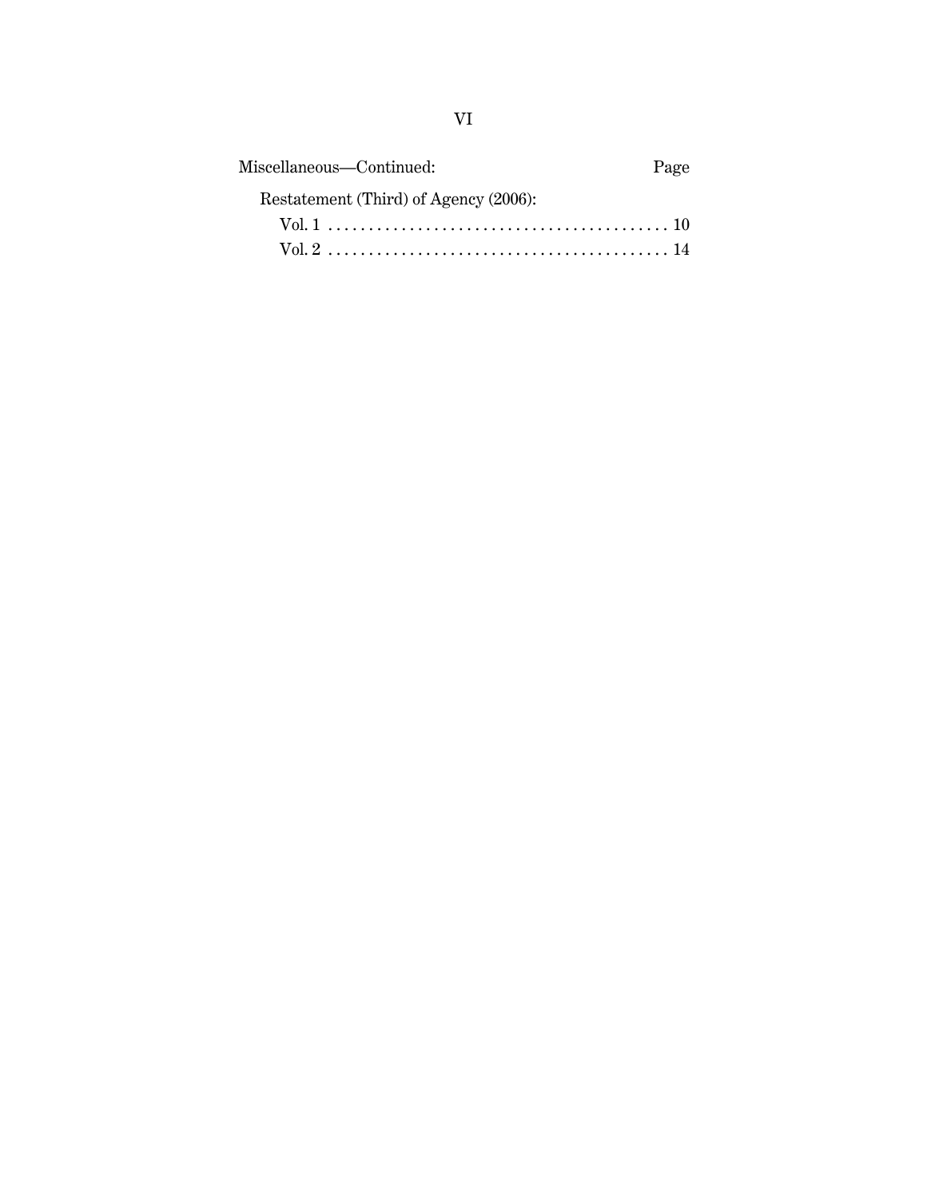Miscellaneous—Continued: Page

Restatement (Third) of Agency (2006):

Vol. 1 . . . . . . . . . . . . . . . . . . . . . . . . . . . . . . . . . . . . . . . . . . 10

Vol. 2 . . . . . . . . . . . . . . . . . . . . . . . . . . . . . . . . . . . . . . . . . . 14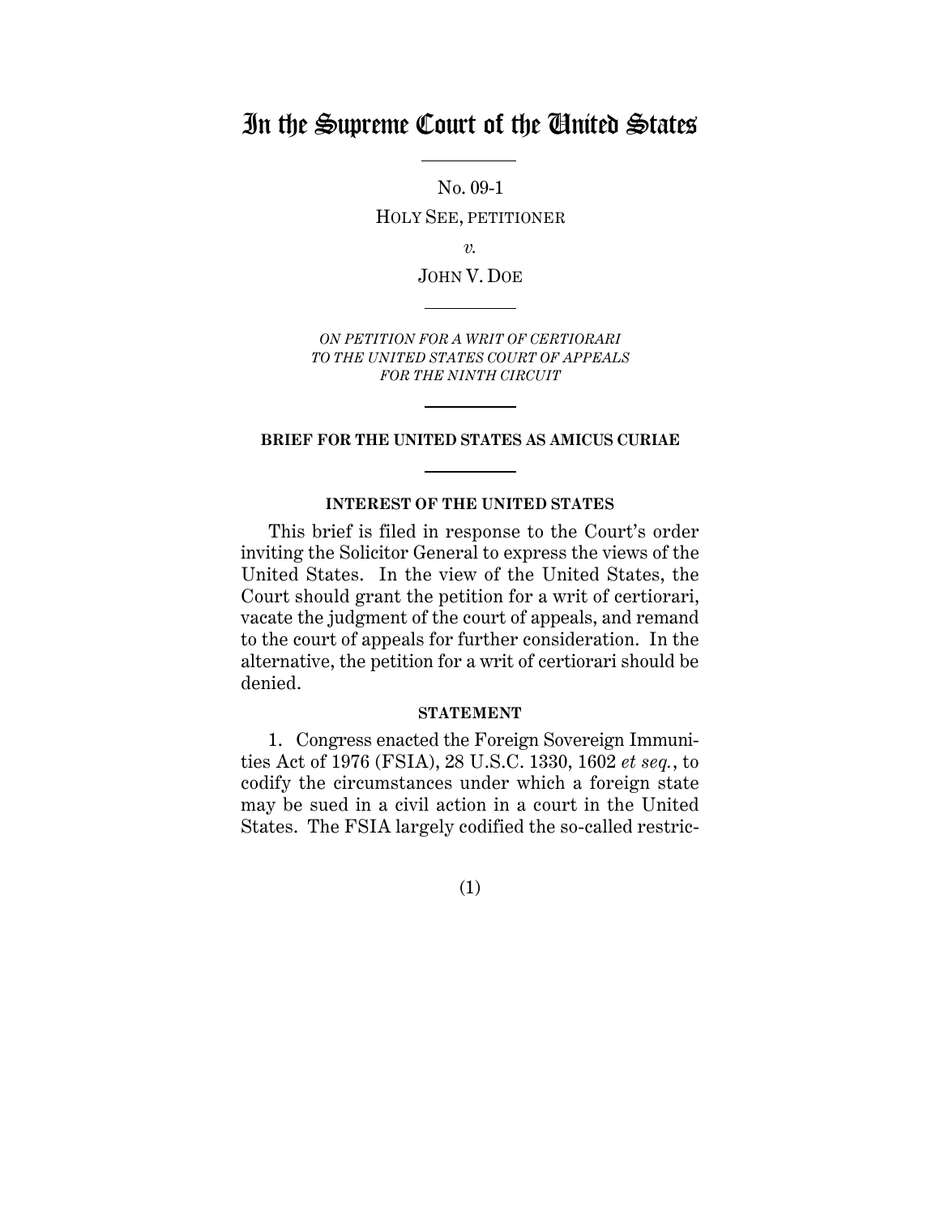# In the Supreme Court of the United States

No. 09-1

HOLY SEE, PETITIONER

*v.*

JOHN V. DOE

*ON PETITION FOR A WRIT OF CERTIORARI TO THE UNITED STATES COURT OF APPEALS FOR THE NINTH CIRCUIT*

**BRIEF FOR THE UNITED STATES AS AMICUS CURIAE**

**INTEREST OF THE UNITED STATES**

This brief is filed in response to the Court's order inviting the Solicitor General to express the views of the United States. In the view of the United States, the Court should grant the petition for a writ of certiorari, vacate the judgment of the court of appeals, and remand to the court of appeals for further consideration. In the alternative, the petition for a writ of certiorari should be denied.

**STATEMENT**

1. Congress enacted the Foreign Sovereign Immunities Act of 1976 (FSIA), 28 U.S.C. 1330, 1602 *et seq.*, to codify the circumstances under which a foreign state may be sued in a civil action in a court in the United States. The FSIA largely codified the so-called restric-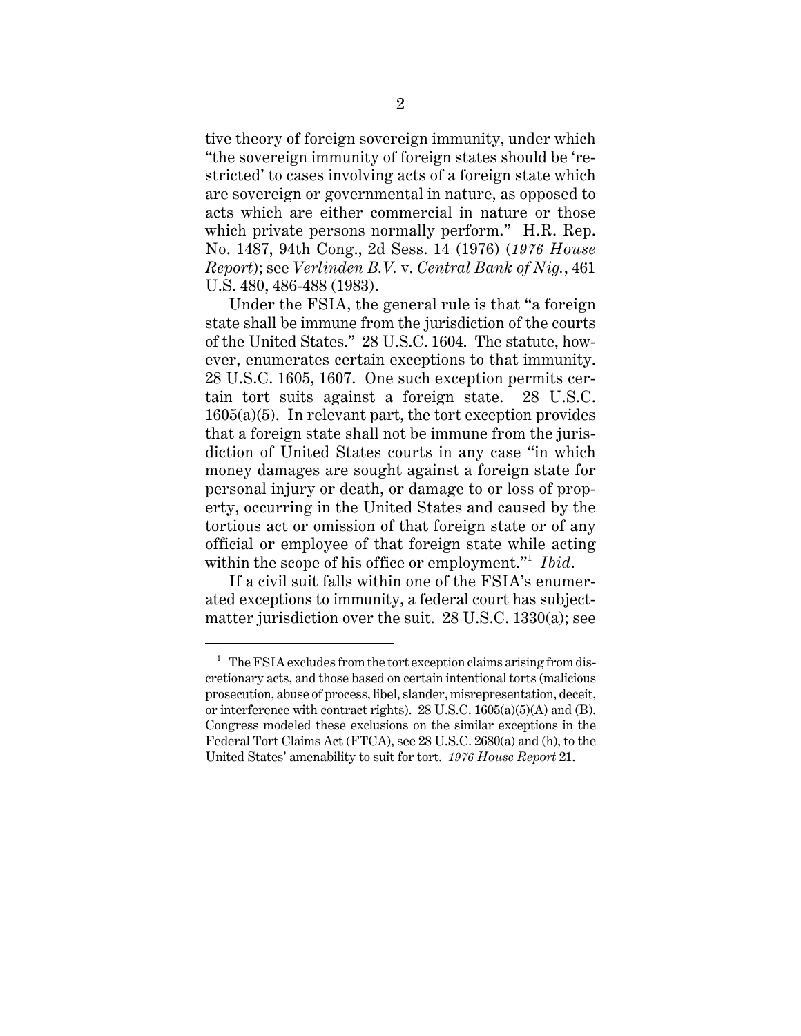tive theory of foreign sovereign immunity, under which "the sovereign immunity of foreign states should be 'restricted' to cases involving acts of a foreign state which are sovereign or governmental in nature, as opposed to acts which are either commercial in nature or those which private persons normally perform." H.R. Rep. No. 1487, 94th Cong., 2d Sess. 14 (1976) (*1976 House Report*); see *Verlinden B.V.* v. *Central Bank of Nig.*, 461 U.S. 480, 486-488 (1983).

Under the FSIA, the general rule is that "a foreign state shall be immune from the jurisdiction of the courts of the United States." 28 U.S.C. 1604. The statute, however, enumerates certain exceptions to that immunity. 28 U.S.C. 1605, 1607. One such exception permits certain tort suits against a foreign state. 28 U.S.C. 1605(a)(5). In relevant part, the tort exception provides that a foreign state shall not be immune from the jurisdiction of United States courts in any case "in which money damages are sought against a foreign state for personal injury or death, or damage to or loss of property, occurring in the United States and caused by the tortious act or omission of that foreign state or of any official or employee of that foreign state while acting within the scope of his office or employment."[1] *Ibid.*

If a civil suit falls within one of the FSIA's enumerated exceptions to immunity, a federal court has subject-matter jurisdiction over the suit. 28 U.S.C. 1330(a); see

[1] The FSIA excludes from the tort exception claims arising from discretionary acts, and those based on certain intentional torts (malicious prosecution, abuse of process, libel, slander, misrepresentation, deceit, or interference with contract rights). 28 U.S.C. 1605(a)(5)(A) and (B). Congress modeled these exclusions on the similar exceptions in the Federal Tort Claims Act (FTCA), see 28 U.S.C. 2680(a) and (h), to the United States' amenability to suit for tort. *1976 House Report* 21.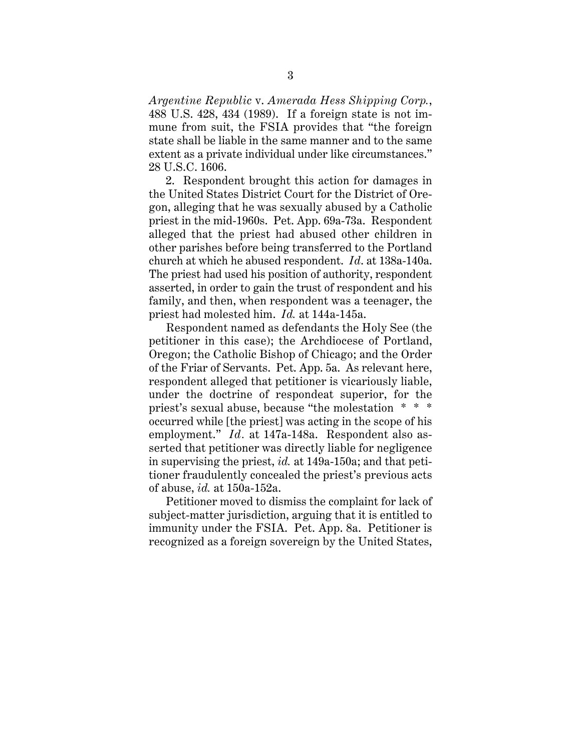*Argentine Republic* v. *Amerada Hess Shipping Corp.*, 488 U.S. 428, 434 (1989). If a foreign state is not immune from suit, the FSIA provides that "the foreign state shall be liable in the same manner and to the same extent as a private individual under like circumstances." 28 U.S.C. 1606.

2. Respondent brought this action for damages in the United States District Court for the District of Oregon, alleging that he was sexually abused by a Catholic priest in the mid-1960s. Pet. App. 69a-73a. Respondent alleged that the priest had abused other children in other parishes before being transferred to the Portland church at which he abused respondent. *Id.* at 138a-140a. The priest had used his position of authority, respondent asserted, in order to gain the trust of respondent and his family, and then, when respondent was a teenager, the priest had molested him. *Id.* at 144a-145a.

Respondent named as defendants the Holy See (the petitioner in this case); the Archdiocese of Portland, Oregon; the Catholic Bishop of Chicago; and the Order of the Friar of Servants. Pet. App. 5a. As relevant here, respondent alleged that petitioner is vicariously liable, under the doctrine of respondeat superior, for the priest's sexual abuse, because "the molestation * * * occurred while [the priest] was acting in the scope of his employment." *Id.* at 147a-148a. Respondent also asserted that petitioner was directly liable for negligence in supervising the priest, *id.* at 149a-150a; and that petitioner fraudulently concealed the priest's previous acts of abuse, *id.* at 150a-152a.

Petitioner moved to dismiss the complaint for lack of subject-matter jurisdiction, arguing that it is entitled to immunity under the FSIA. Pet. App. 8a. Petitioner is recognized as a foreign sovereign by the United States,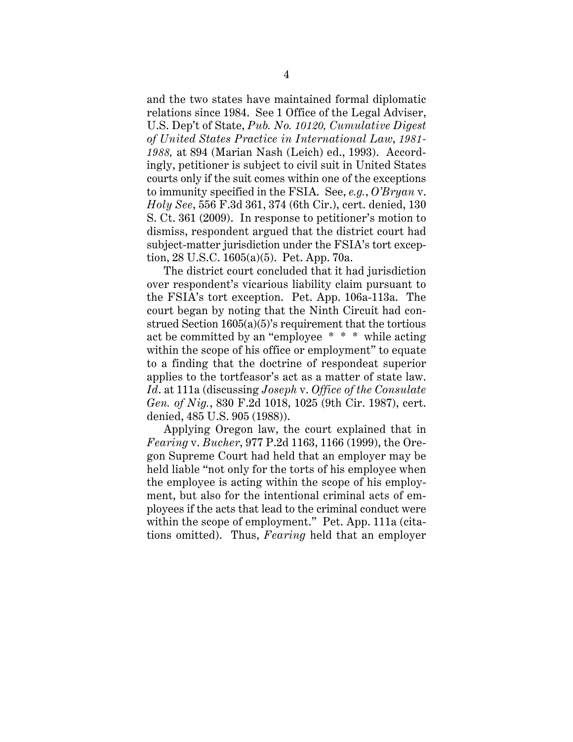and the two states have maintained formal diplomatic relations since 1984. See 1 Office of the Legal Adviser, U.S. Dep't of State, *Pub. No. 10120, Cumulative Digest of United States Practice in International Law, 1981-1988,* at 894 (Marian Nash (Leich) ed., 1993). Accordingly, petitioner is subject to civil suit in United States courts only if the suit comes within one of the exceptions to immunity specified in the FSIA. See, *e.g.*, *O'Bryan* v. *Holy See*, 556 F.3d 361, 374 (6th Cir.), cert. denied, 130 S. Ct. 361 (2009). In response to petitioner's motion to dismiss, respondent argued that the district court had subject-matter jurisdiction under the FSIA's tort exception, 28 U.S.C. 1605(a)(5). Pet. App. 70a.

The district court concluded that it had jurisdiction over respondent's vicarious liability claim pursuant to the FSIA's tort exception. Pet. App. 106a-113a. The court began by noting that the Ninth Circuit had construed Section 1605(a)(5)'s requirement that the tortious act be committed by an "employee * * * while acting within the scope of his office or employment" to equate to a finding that the doctrine of respondeat superior applies to the tortfeasor's act as a matter of state law. *Id.* at 111a (discussing *Joseph* v. *Office of the Consulate Gen. of Nig.*, 830 F.2d 1018, 1025 (9th Cir. 1987), cert. denied, 485 U.S. 905 (1988)).

Applying Oregon law, the court explained that in *Fearing* v. *Bucher*, 977 P.2d 1163, 1166 (1999), the Oregon Supreme Court had held that an employer may be held liable "not only for the torts of his employee when the employee is acting within the scope of his employment, but also for the intentional criminal acts of employees if the acts that lead to the criminal conduct were within the scope of employment." Pet. App. 111a (citations omitted). Thus, *Fearing* held that an employer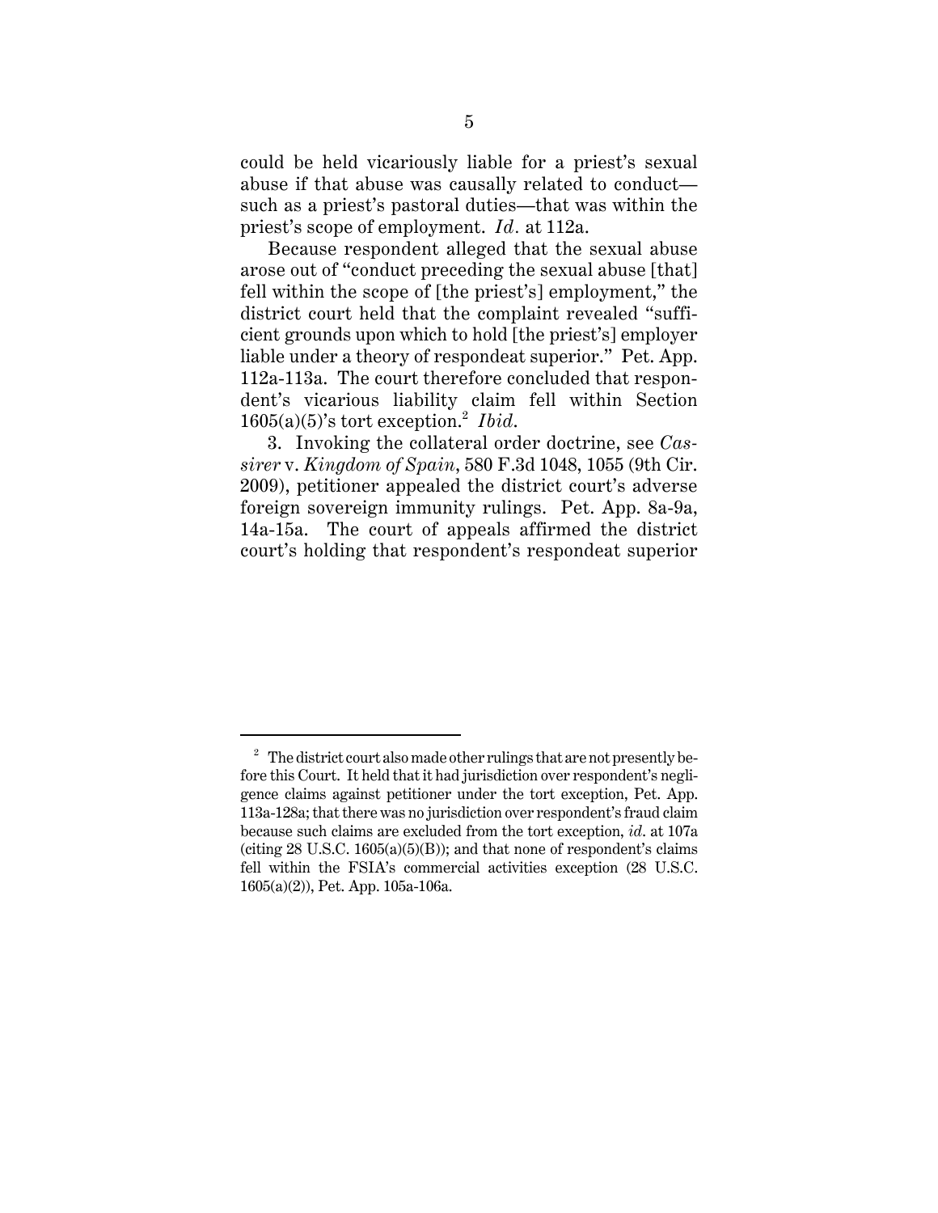could be held vicariously liable for a priest's sexual abuse if that abuse was causally related to conduct—such as a priest's pastoral duties—that was within the priest's scope of employment. *Id.* at 112a.

Because respondent alleged that the sexual abuse arose out of "conduct preceding the sexual abuse [that] fell within the scope of [the priest's] employment," the district court held that the complaint revealed "sufficient grounds upon which to hold [the priest's] employer liable under a theory of respondeat superior." Pet. App. 112a-113a. The court therefore concluded that respondent's vicarious liability claim fell within Section 1605(a)(5)'s tort exception.[2] *Ibid.*

3. Invoking the collateral order doctrine, see *Cassirer* v. *Kingdom of Spain*, 580 F.3d 1048, 1055 (9th Cir. 2009), petitioner appealed the district court's adverse foreign sovereign immunity rulings. Pet. App. 8a-9a, 14a-15a. The court of appeals affirmed the district court's holding that respondent's respondeat superior

---

[2] The district court also made other rulings that are not presently before this Court. It held that it had jurisdiction over respondent's negligence claims against petitioner under the tort exception, Pet. App. 113a-128a; that there was no jurisdiction over respondent's fraud claim because such claims are excluded from the tort exception, *id.* at 107a (citing 28 U.S.C. 1605(a)(5)(B)); and that none of respondent's claims fell within the FSIA's commercial activities exception (28 U.S.C. 1605(a)(2)), Pet. App. 105a-106a.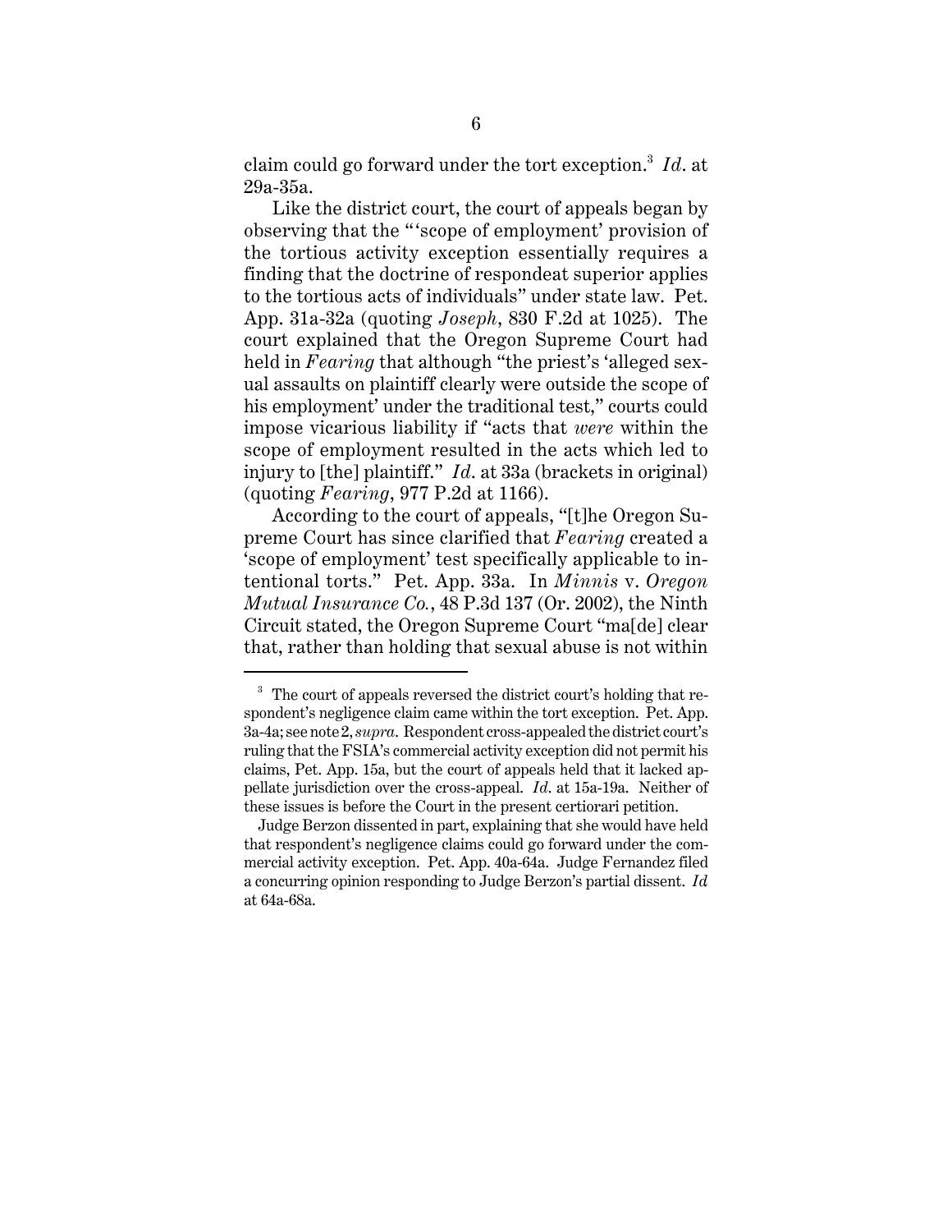claim could go forward under the tort exception.[3] *Id*. at 29a-35a.

Like the district court, the court of appeals began by observing that the "'scope of employment' provision of the tortious activity exception essentially requires a finding that the doctrine of respondeat superior applies to the tortious acts of individuals" under state law. Pet. App. 31a-32a (quoting *Joseph*, 830 F.2d at 1025). The court explained that the Oregon Supreme Court had held in *Fearing* that although "the priest's 'alleged sexual assaults on plaintiff clearly were outside the scope of his employment' under the traditional test," courts could impose vicarious liability if "acts that *were* within the scope of employment resulted in the acts which led to injury to [the] plaintiff." *Id*. at 33a (brackets in original) (quoting *Fearing*, 977 P.2d at 1166).

According to the court of appeals, "[t]he Oregon Supreme Court has since clarified that *Fearing* created a 'scope of employment' test specifically applicable to intentional torts." Pet. App. 33a. In *Minnis* v. *Oregon Mutual Insurance Co.*, 48 P.3d 137 (Or. 2002), the Ninth Circuit stated, the Oregon Supreme Court "ma[de] clear that, rather than holding that sexual abuse is not within

---

[3] The court of appeals reversed the district court's holding that respondent's negligence claim came within the tort exception. Pet. App. 3a-4a; see note 2, *supra*. Respondent cross-appealed the district court's ruling that the FSIA's commercial activity exception did not permit his claims, Pet. App. 15a, but the court of appeals held that it lacked appellate jurisdiction over the cross-appeal. *Id*. at 15a-19a. Neither of these issues is before the Court in the present certiorari petition.

Judge Berzon dissented in part, explaining that she would have held that respondent's negligence claims could go forward under the commercial activity exception. Pet. App. 40a-64a. Judge Fernandez filed a concurring opinion responding to Judge Berzon's partial dissent. *Id* at 64a-68a.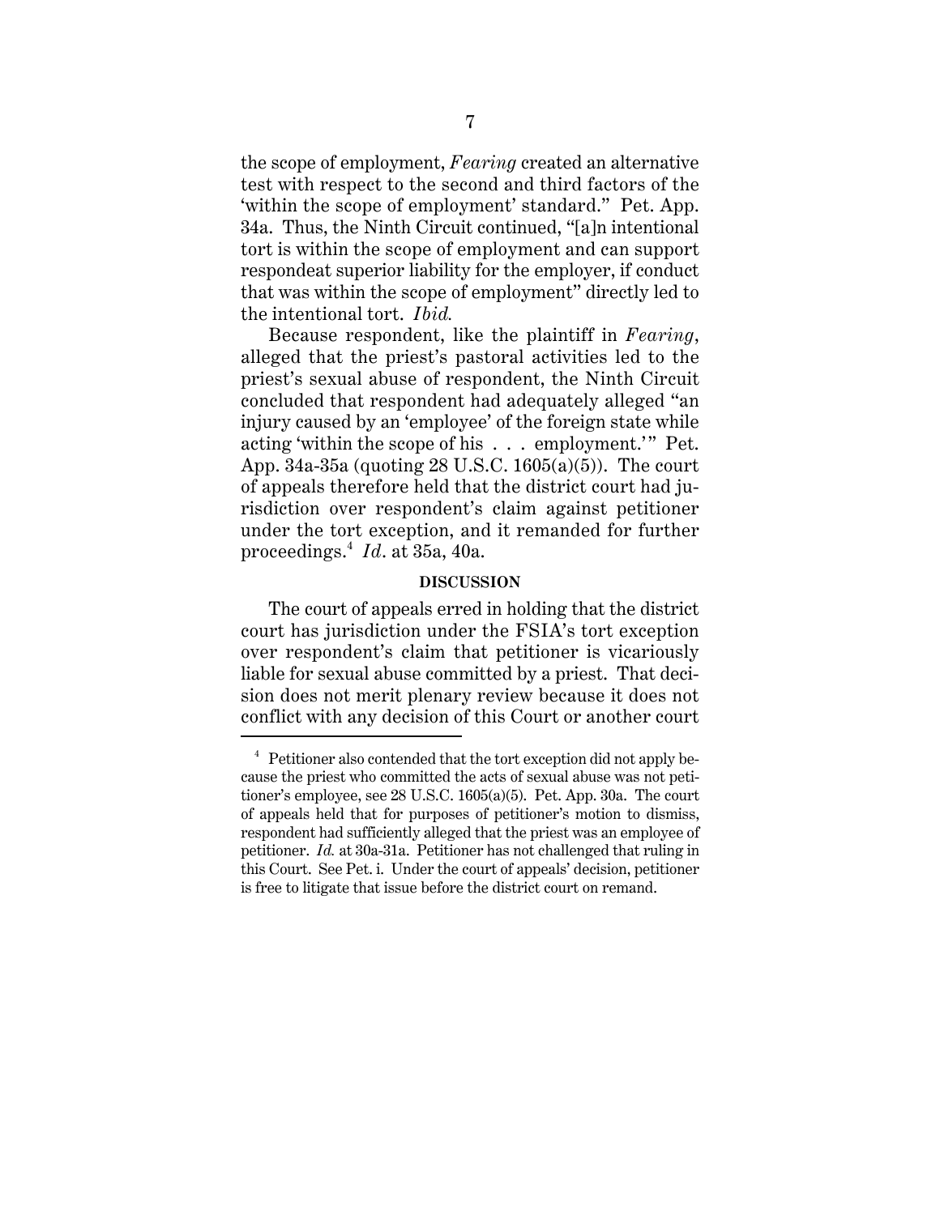the scope of employment, *Fearing* created an alternative test with respect to the second and third factors of the 'within the scope of employment' standard." Pet. App. 34a. Thus, the Ninth Circuit continued, "[a]n intentional tort is within the scope of employment and can support respondeat superior liability for the employer, if conduct that was within the scope of employment" directly led to the intentional tort. *Ibid.*

Because respondent, like the plaintiff in *Fearing*, alleged that the priest's pastoral activities led to the priest's sexual abuse of respondent, the Ninth Circuit concluded that respondent had adequately alleged "an injury caused by an 'employee' of the foreign state while acting 'within the scope of his . . . employment.'" Pet. App. 34a-35a (quoting 28 U.S.C. 1605(a)(5)). The court of appeals therefore held that the district court had jurisdiction over respondent's claim against petitioner under the tort exception, and it remanded for further proceedings.[4] *Id*. at 35a, 40a.

## DISCUSSION

The court of appeals erred in holding that the district court has jurisdiction under the FSIA's tort exception over respondent's claim that petitioner is vicariously liable for sexual abuse committed by a priest. That decision does not merit plenary review because it does not conflict with any decision of this Court or another court

---

[4] Petitioner also contended that the tort exception did not apply because the priest who committed the acts of sexual abuse was not petitioner's employee, see 28 U.S.C. 1605(a)(5). Pet. App. 30a. The court of appeals held that for purposes of petitioner's motion to dismiss, respondent had sufficiently alleged that the priest was an employee of petitioner. *Id.* at 30a-31a. Petitioner has not challenged that ruling in this Court. See Pet. i. Under the court of appeals' decision, petitioner is free to litigate that issue before the district court on remand.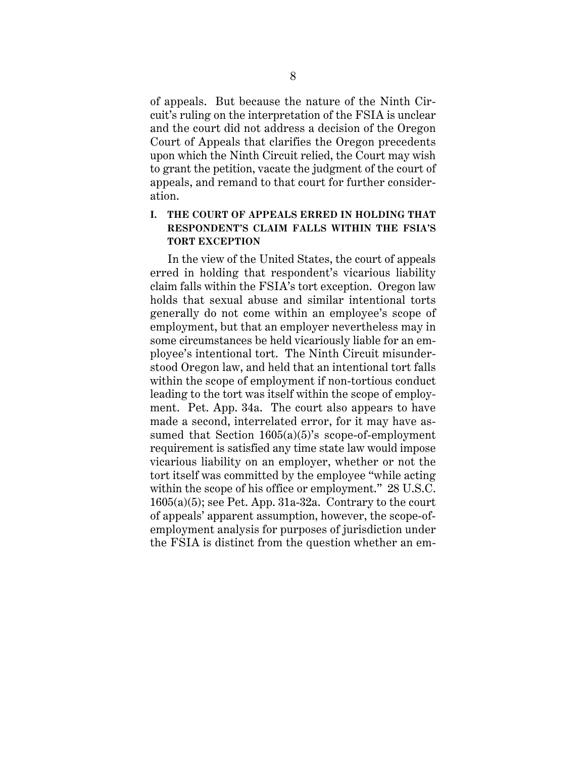of appeals. But because the nature of the Ninth Circuit's ruling on the interpretation of the FSIA is unclear and the court did not address a decision of the Oregon Court of Appeals that clarifies the Oregon precedents upon which the Ninth Circuit relied, the Court may wish to grant the petition, vacate the judgment of the court of appeals, and remand to that court for further consideration.

## I. THE COURT OF APPEALS ERRED IN HOLDING THAT RESPONDENT'S CLAIM FALLS WITHIN THE FSIA'S TORT EXCEPTION

In the view of the United States, the court of appeals erred in holding that respondent's vicarious liability claim falls within the FSIA's tort exception. Oregon law holds that sexual abuse and similar intentional torts generally do not come within an employee's scope of employment, but that an employer nevertheless may in some circumstances be held vicariously liable for an employee's intentional tort. The Ninth Circuit misunderstood Oregon law, and held that an intentional tort falls within the scope of employment if non-tortious conduct leading to the tort was itself within the scope of employment. Pet. App. 34a. The court also appears to have made a second, interrelated error, for it may have assumed that Section 1605(a)(5)'s scope-of-employment requirement is satisfied any time state law would impose vicarious liability on an employer, whether or not the tort itself was committed by the employee "while acting within the scope of his office or employment." 28 U.S.C. 1605(a)(5); see Pet. App. 31a-32a. Contrary to the court of appeals' apparent assumption, however, the scope-of-employment analysis for purposes of jurisdiction under the FSIA is distinct from the question whether an em-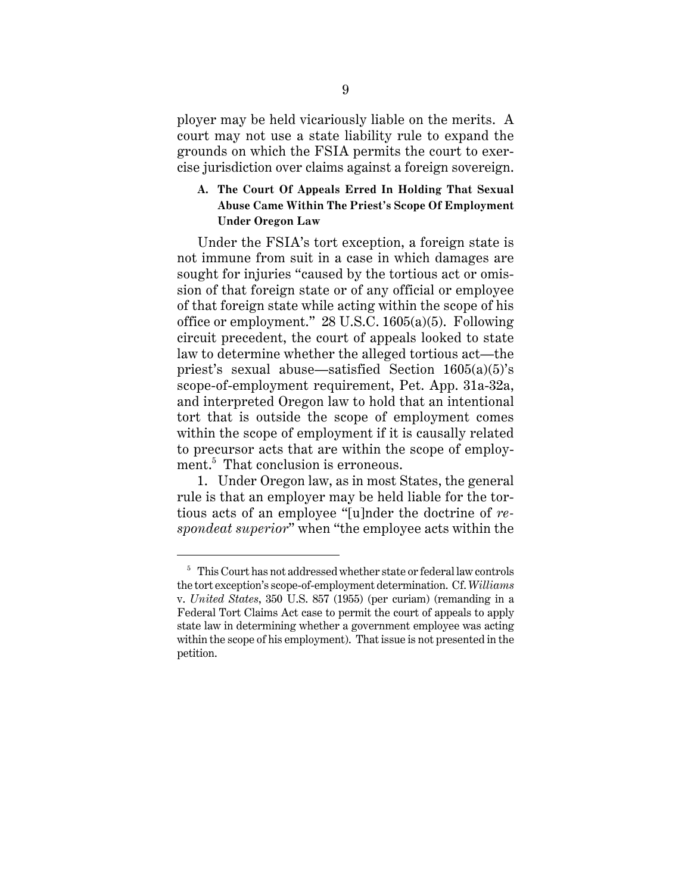ployer may be held vicariously liable on the merits. A court may not use a state liability rule to expand the grounds on which the FSIA permits the court to exercise jurisdiction over claims against a foreign sovereign.

### A. The Court Of Appeals Erred In Holding That Sexual Abuse Came Within The Priest's Scope Of Employment Under Oregon Law

Under the FSIA's tort exception, a foreign state is not immune from suit in a case in which damages are sought for injuries "caused by the tortious act or omission of that foreign state or of any official or employee of that foreign state while acting within the scope of his office or employment." 28 U.S.C. 1605(a)(5). Following circuit precedent, the court of appeals looked to state law to determine whether the alleged tortious act—the priest's sexual abuse—satisfied Section 1605(a)(5)'s scope-of-employment requirement, Pet. App. 31a-32a, and interpreted Oregon law to hold that an intentional tort that is outside the scope of employment comes within the scope of employment if it is causally related to precursor acts that are within the scope of employment.[5] That conclusion is erroneous.

1. Under Oregon law, as in most States, the general rule is that an employer may be held liable for the tortious acts of an employee "[u]nder the doctrine of *respondeat superior*" when "the employee acts within the

---

[5] This Court has not addressed whether state or federal law controls the tort exception's scope-of-employment determination. Cf. *Williams* v. *United States*, 350 U.S. 857 (1955) (per curiam) (remanding in a Federal Tort Claims Act case to permit the court of appeals to apply state law in determining whether a government employee was acting within the scope of his employment). That issue is not presented in the petition.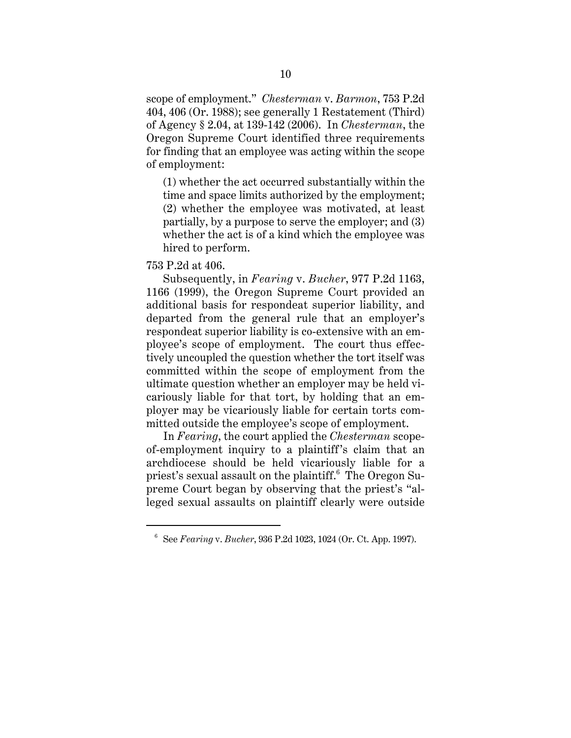scope of employment." *Chesterman* v. *Barmon*, 753 P.2d 404, 406 (Or. 1988); see generally 1 Restatement (Third) of Agency § 2.04, at 139-142 (2006). In *Chesterman*, the Oregon Supreme Court identified three requirements for finding that an employee was acting within the scope of employment:

> (1) whether the act occurred substantially within the time and space limits authorized by the employment; (2) whether the employee was motivated, at least partially, by a purpose to serve the employer; and (3) whether the act is of a kind which the employee was hired to perform.

753 P.2d at 406.

Subsequently, in *Fearing* v. *Bucher*, 977 P.2d 1163, 1166 (1999), the Oregon Supreme Court provided an additional basis for respondeat superior liability, and departed from the general rule that an employer's respondeat superior liability is co-extensive with an employee's scope of employment. The court thus effectively uncoupled the question whether the tort itself was committed within the scope of employment from the ultimate question whether an employer may be held vicariously liable for that tort, by holding that an employer may be vicariously liable for certain torts committed outside the employee's scope of employment.

In *Fearing*, the court applied the *Chesterman* scope-of-employment inquiry to a plaintiff's claim that an archdiocese should be held vicariously liable for a priest's sexual assault on the plaintiff.[6] The Oregon Supreme Court began by observing that the priest's "alleged sexual assaults on plaintiff clearly were outside

[6] See *Fearing* v. *Bucher*, 936 P.2d 1023, 1024 (Or. Ct. App. 1997).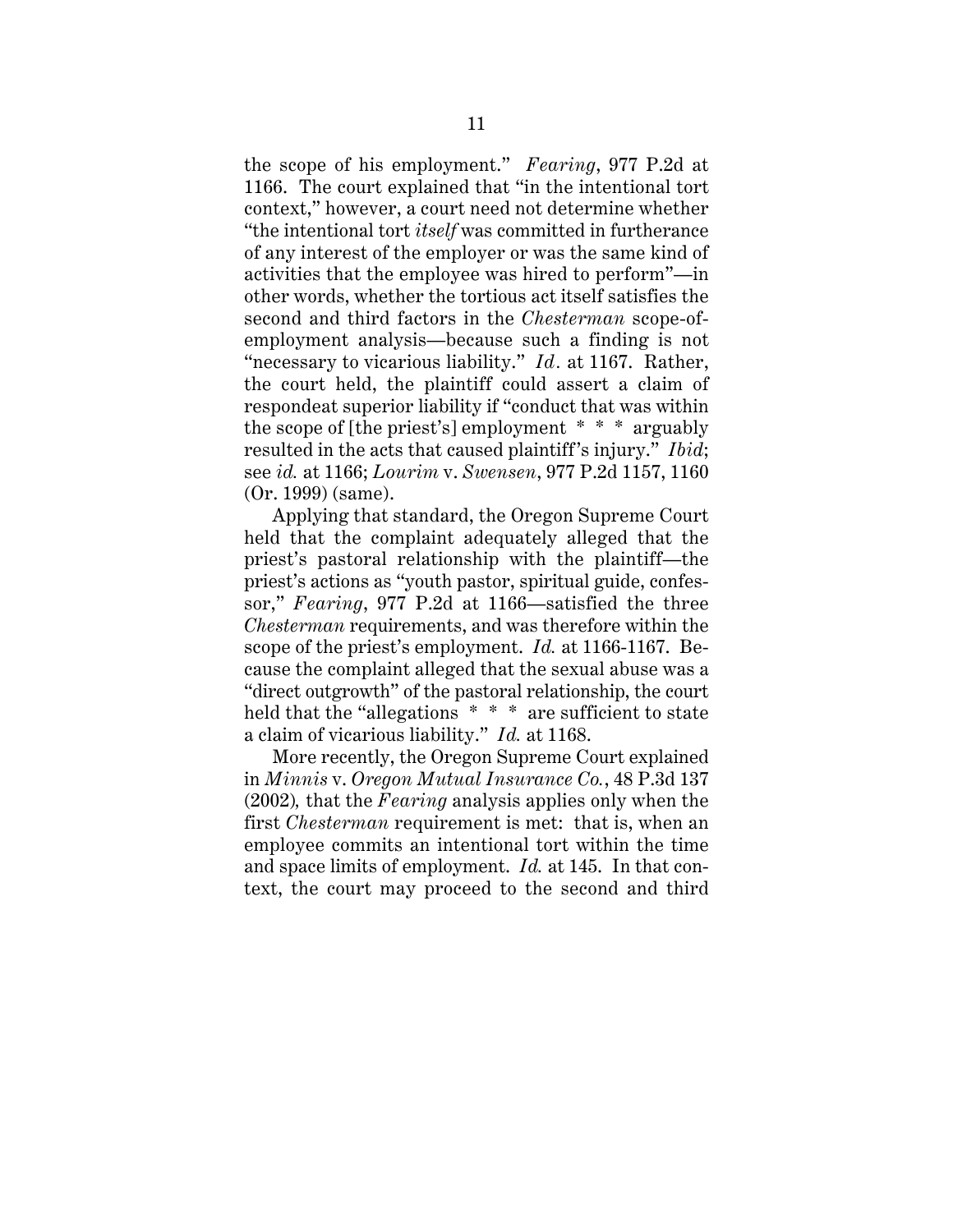the scope of his employment." *Fearing*, 977 P.2d at 1166. The court explained that "in the intentional tort context," however, a court need not determine whether "the intentional tort *itself* was committed in furtherance of any interest of the employer or was the same kind of activities that the employee was hired to perform"—in other words, whether the tortious act itself satisfies the second and third factors in the *Chesterman* scope-of-employment analysis—because such a finding is not "necessary to vicarious liability." *Id.* at 1167. Rather, the court held, the plaintiff could assert a claim of respondeat superior liability if "conduct that was within the scope of [the priest's] employment * * * arguably resulted in the acts that caused plaintiff's injury." *Ibid*; see *id.* at 1166; *Lourim* v. *Swensen*, 977 P.2d 1157, 1160 (Or. 1999) (same).

Applying that standard, the Oregon Supreme Court held that the complaint adequately alleged that the priest's pastoral relationship with the plaintiff—the priest's actions as "youth pastor, spiritual guide, confessor," *Fearing*, 977 P.2d at 1166—satisfied the three *Chesterman* requirements, and was therefore within the scope of the priest's employment. *Id.* at 1166-1167. Because the complaint alleged that the sexual abuse was a "direct outgrowth" of the pastoral relationship, the court held that the "allegations * * * are sufficient to state a claim of vicarious liability." *Id.* at 1168.

More recently, the Oregon Supreme Court explained in *Minnis* v. *Oregon Mutual Insurance Co.*, 48 P.3d 137 (2002), that the *Fearing* analysis applies only when the first *Chesterman* requirement is met: that is, when an employee commits an intentional tort within the time and space limits of employment. *Id.* at 145. In that context, the court may proceed to the second and third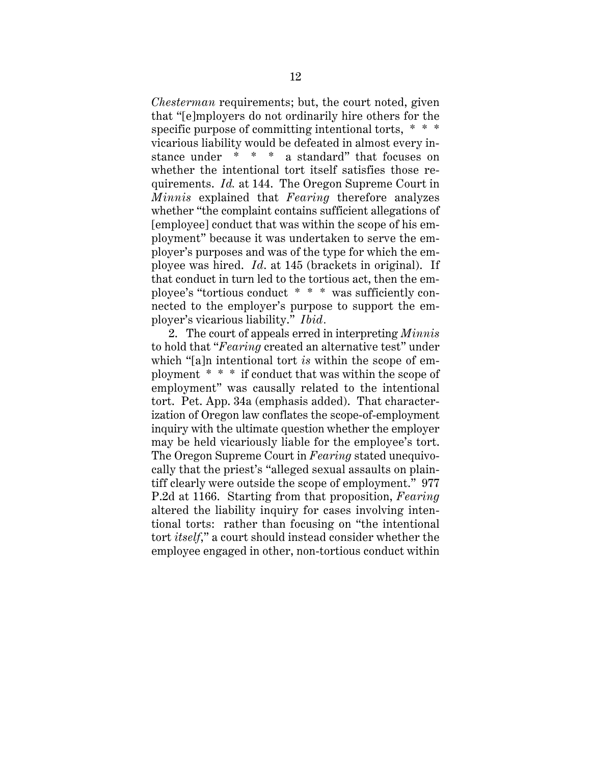*Chesterman* requirements; but, the court noted, given that "[e]mployers do not ordinarily hire others for the specific purpose of committing intentional torts, * * * vicarious liability would be defeated in almost every instance under * * * a standard" that focuses on whether the intentional tort itself satisfies those requirements. *Id.* at 144. The Oregon Supreme Court in *Minnis* explained that *Fearing* therefore analyzes whether "the complaint contains sufficient allegations of [employee] conduct that was within the scope of his employment" because it was undertaken to serve the employer's purposes and was of the type for which the employee was hired. *Id*. at 145 (brackets in original). If that conduct in turn led to the tortious act, then the employee's "tortious conduct * * * was sufficiently connected to the employer's purpose to support the employer's vicarious liability." *Ibid*.

2. The court of appeals erred in interpreting *Minnis* to hold that "*Fearing* created an alternative test" under which "[a]n intentional tort *is* within the scope of employment * * * if conduct that was within the scope of employment" was causally related to the intentional tort. Pet. App. 34a (emphasis added). That characterization of Oregon law conflates the scope-of-employment inquiry with the ultimate question whether the employer may be held vicariously liable for the employee's tort. The Oregon Supreme Court in *Fearing* stated unequivocally that the priest's "alleged sexual assaults on plaintiff clearly were outside the scope of employment." 977 P.2d at 1166. Starting from that proposition, *Fearing* altered the liability inquiry for cases involving intentional torts: rather than focusing on "the intentional tort *itself*," a court should instead consider whether the employee engaged in other, non-tortious conduct within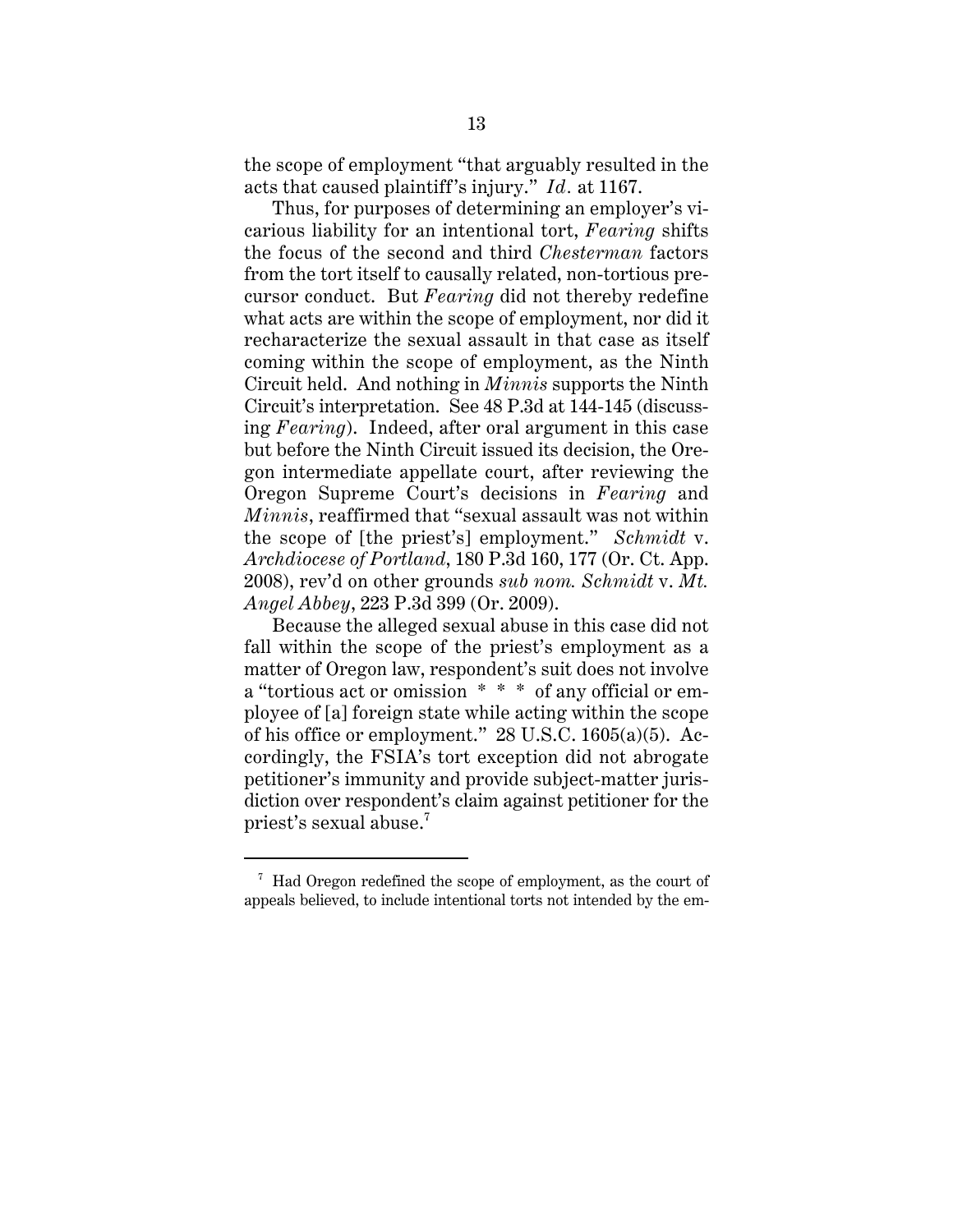the scope of employment "that arguably resulted in the acts that caused plaintiff's injury." *Id.* at 1167.

Thus, for purposes of determining an employer's vicarious liability for an intentional tort, *Fearing* shifts the focus of the second and third *Chesterman* factors from the tort itself to causally related, non-tortious precursor conduct. But *Fearing* did not thereby redefine what acts are within the scope of employment, nor did it recharacterize the sexual assault in that case as itself coming within the scope of employment, as the Ninth Circuit held. And nothing in *Minnis* supports the Ninth Circuit's interpretation. See 48 P.3d at 144-145 (discussing *Fearing*). Indeed, after oral argument in this case but before the Ninth Circuit issued its decision, the Oregon intermediate appellate court, after reviewing the Oregon Supreme Court's decisions in *Fearing* and *Minnis*, reaffirmed that "sexual assault was not within the scope of [the priest's] employment." *Schmidt* v. *Archdiocese of Portland*, 180 P.3d 160, 177 (Or. Ct. App. 2008), rev'd on other grounds *sub nom. Schmidt* v. *Mt. Angel Abbey*, 223 P.3d 399 (Or. 2009).

Because the alleged sexual abuse in this case did not fall within the scope of the priest's employment as a matter of Oregon law, respondent's suit does not involve a "tortious act or omission * * * of any official or employee of [a] foreign state while acting within the scope of his office or employment." 28 U.S.C. 1605(a)(5). Accordingly, the FSIA's tort exception did not abrogate petitioner's immunity and provide subject-matter jurisdiction over respondent's claim against petitioner for the priest's sexual abuse.[7]

---

[7] Had Oregon redefined the scope of employment, as the court of appeals believed, to include intentional torts not intended by the em-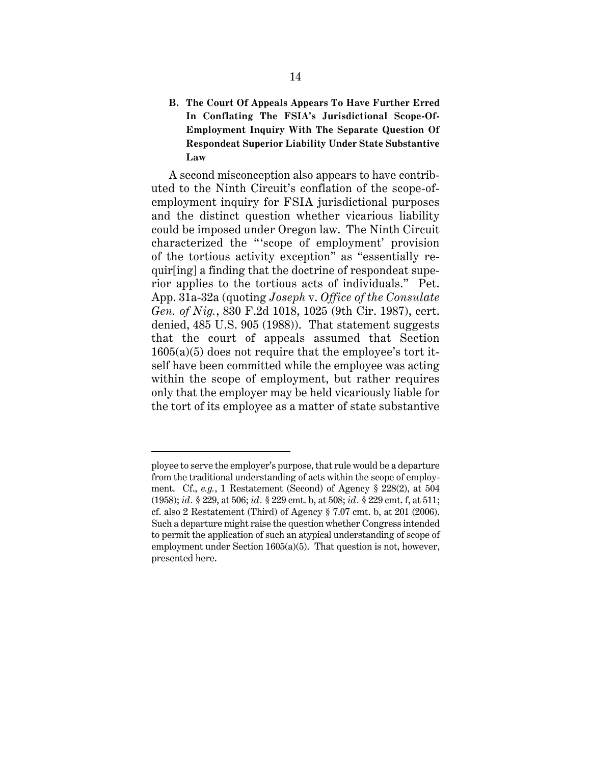### B. The Court Of Appeals Appears To Have Further Erred In Conflating The FSIA's Jurisdictional Scope-Of-Employment Inquiry With The Separate Question Of Respondeat Superior Liability Under State Substantive Law

A second misconception also appears to have contributed to the Ninth Circuit's conflation of the scope-of-employment inquiry for FSIA jurisdictional purposes and the distinct question whether vicarious liability could be imposed under Oregon law. The Ninth Circuit characterized the "'scope of employment' provision of the tortious activity exception" as "essentially requir[ing] a finding that the doctrine of respondeat superior applies to the tortious acts of individuals." Pet. App. 31a-32a (quoting *Joseph* v. *Office of the Consulate Gen. of Nig.*, 830 F.2d 1018, 1025 (9th Cir. 1987), cert. denied, 485 U.S. 905 (1988)). That statement suggests that the court of appeals assumed that Section 1605(a)(5) does not require that the employee's tort itself have been committed while the employee was acting within the scope of employment, but rather requires only that the employer may be held vicariously liable for the tort of its employee as a matter of state substantive

---

ployee to serve the employer's purpose, that rule would be a departure from the traditional understanding of acts within the scope of employment. Cf., *e.g.*, 1 Restatement (Second) of Agency § 228(2), at 504 (1958); *id*. § 229, at 506; *id*. § 229 cmt. b, at 508; *id*. § 229 cmt. f, at 511; cf. also 2 Restatement (Third) of Agency § 7.07 cmt. b, at 201 (2006). Such a departure might raise the question whether Congress intended to permit the application of such an atypical understanding of scope of employment under Section 1605(a)(5). That question is not, however, presented here.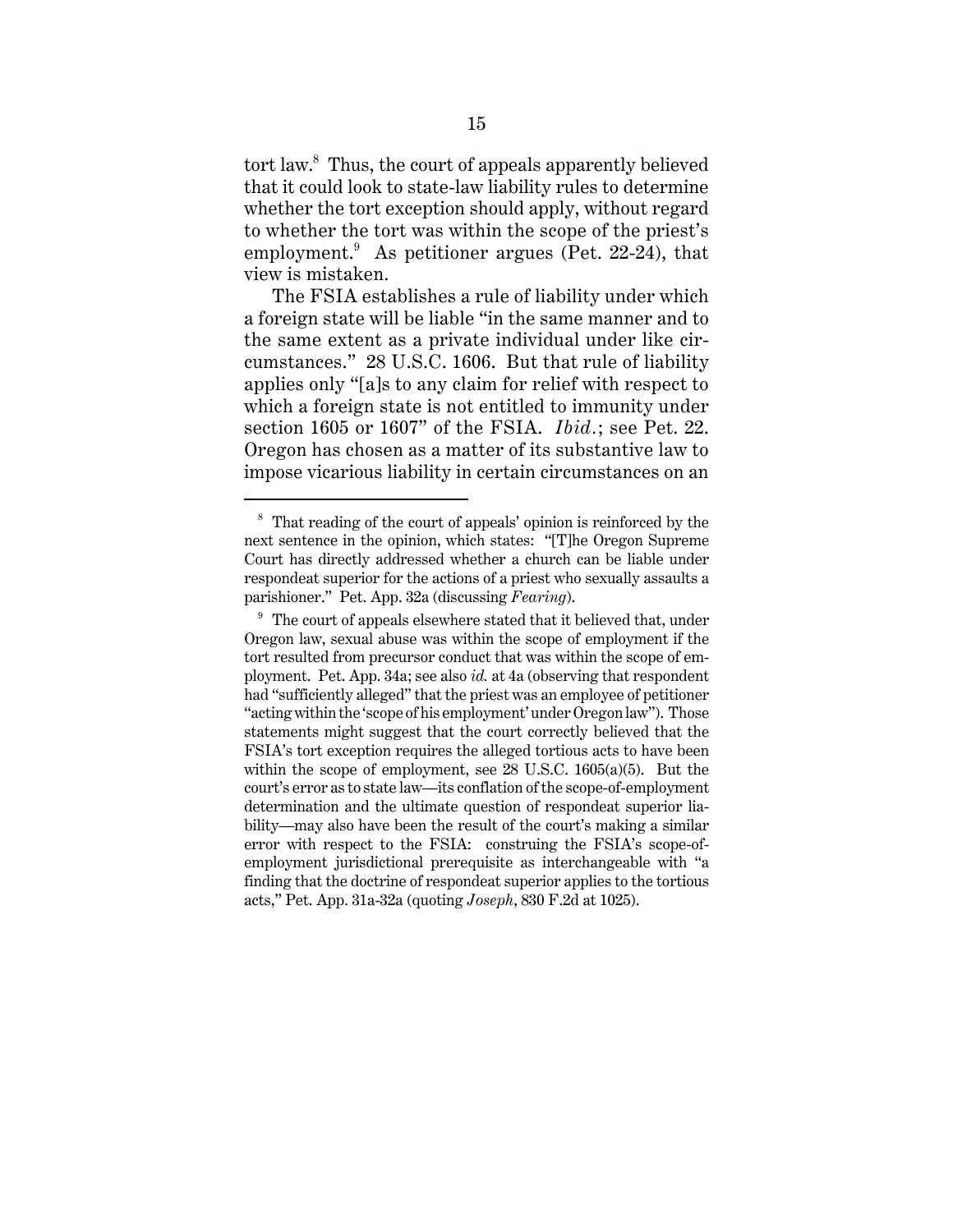tort law.[8] Thus, the court of appeals apparently believed that it could look to state-law liability rules to determine whether the tort exception should apply, without regard to whether the tort was within the scope of the priest's employment.[9] As petitioner argues (Pet. 22-24), that view is mistaken.

The FSIA establishes a rule of liability under which a foreign state will be liable "in the same manner and to the same extent as a private individual under like circumstances." 28 U.S.C. 1606. But that rule of liability applies only "[a]s to any claim for relief with respect to which a foreign state is not entitled to immunity under section 1605 or 1607" of the FSIA. *Ibid.*; see Pet. 22. Oregon has chosen as a matter of its substantive law to impose vicarious liability in certain circumstances on an

---

[8] That reading of the court of appeals' opinion is reinforced by the next sentence in the opinion, which states: "[T]he Oregon Supreme Court has directly addressed whether a church can be liable under respondeat superior for the actions of a priest who sexually assaults a parishioner." Pet. App. 32a (discussing *Fearing*).

[9] The court of appeals elsewhere stated that it believed that, under Oregon law, sexual abuse was within the scope of employment if the tort resulted from precursor conduct that was within the scope of employment. Pet. App. 34a; see also *id.* at 4a (observing that respondent had "sufficiently alleged" that the priest was an employee of petitioner "acting within the 'scope of his employment' under Oregon law"). Those statements might suggest that the court correctly believed that the FSIA's tort exception requires the alleged tortious acts to have been within the scope of employment, see 28 U.S.C. 1605(a)(5). But the court's error as to state law—its conflation of the scope-of-employment determination and the ultimate question of respondeat superior liability—may also have been the result of the court's making a similar error with respect to the FSIA: construing the FSIA's scope-of-employment jurisdictional prerequisite as interchangeable with "a finding that the doctrine of respondeat superior applies to the tortious acts," Pet. App. 31a-32a (quoting *Joseph*, 830 F.2d at 1025).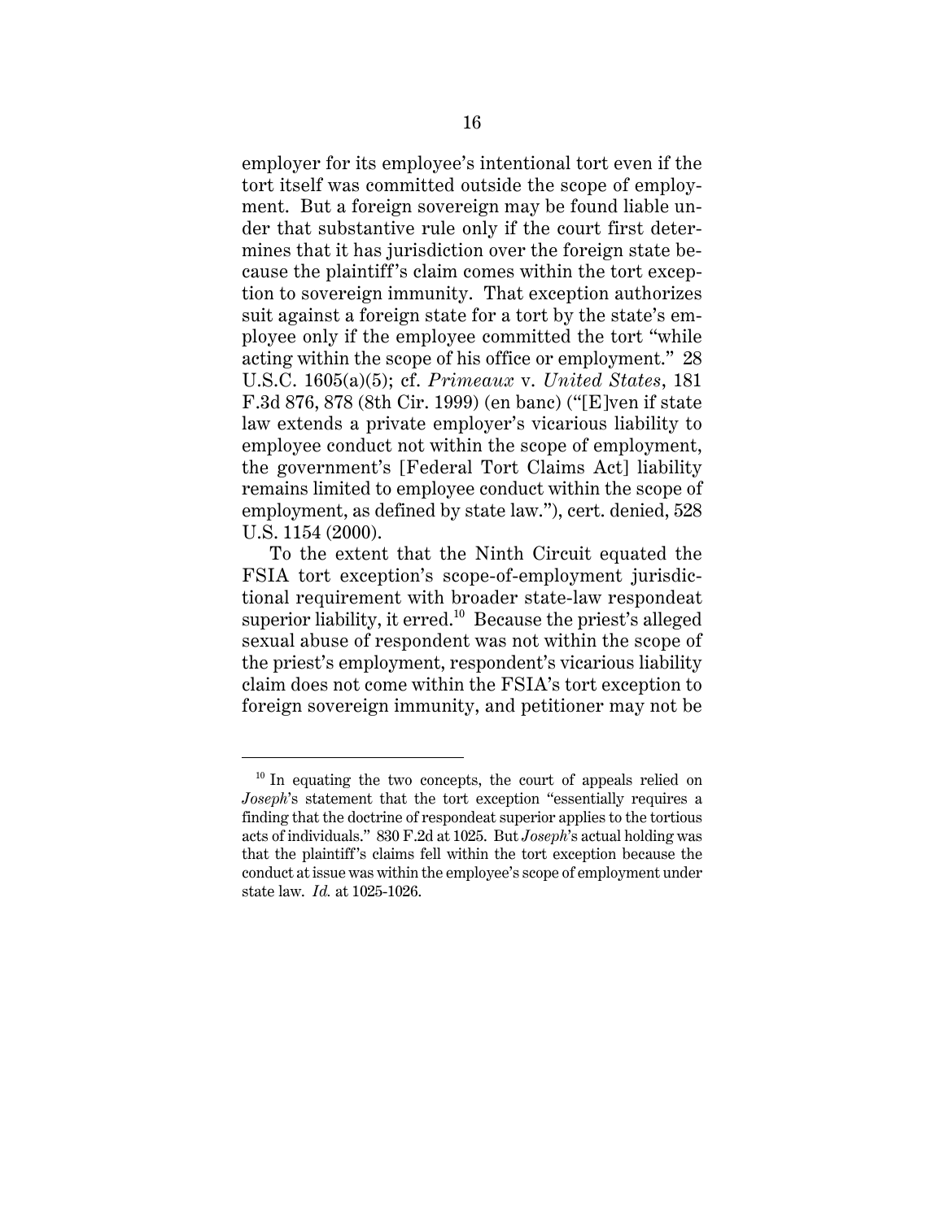employer for its employee's intentional tort even if the tort itself was committed outside the scope of employment. But a foreign sovereign may be found liable under that substantive rule only if the court first determines that it has jurisdiction over the foreign state because the plaintiff's claim comes within the tort exception to sovereign immunity. That exception authorizes suit against a foreign state for a tort by the state's employee only if the employee committed the tort "while acting within the scope of his office or employment." 28 U.S.C. 1605(a)(5); cf. *Primeaux* v. *United States*, 181 F.3d 876, 878 (8th Cir. 1999) (en banc) ("[E]ven if state law extends a private employer's vicarious liability to employee conduct not within the scope of employment, the government's [Federal Tort Claims Act] liability remains limited to employee conduct within the scope of employment, as defined by state law."), cert. denied, 528 U.S. 1154 (2000).

To the extent that the Ninth Circuit equated the FSIA tort exception's scope-of-employment jurisdictional requirement with broader state-law respondeat superior liability, it erred.[10] Because the priest's alleged sexual abuse of respondent was not within the scope of the priest's employment, respondent's vicarious liability claim does not come within the FSIA's tort exception to foreign sovereign immunity, and petitioner may not be

---

[10] In equating the two concepts, the court of appeals relied on *Joseph*'s statement that the tort exception "essentially requires a finding that the doctrine of respondeat superior applies to the tortious acts of individuals." 830 F.2d at 1025. But *Joseph*'s actual holding was that the plaintiff's claims fell within the tort exception because the conduct at issue was within the employee's scope of employment under state law. *Id.* at 1025-1026.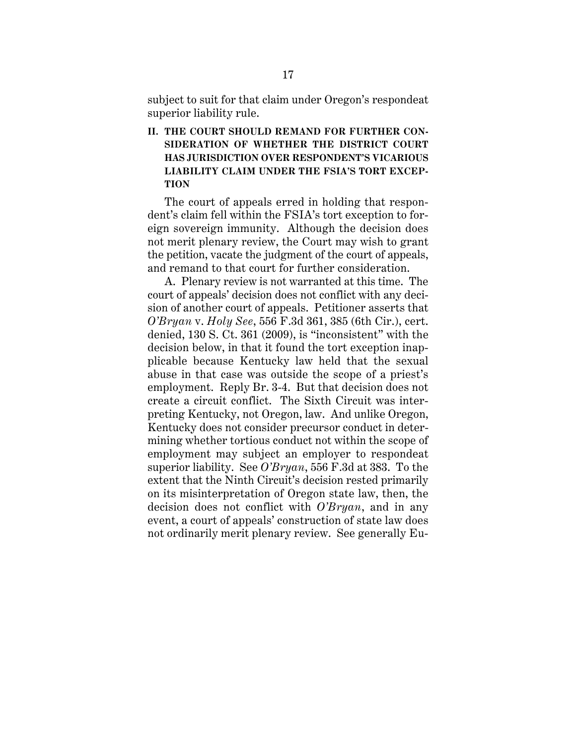subject to suit for that claim under Oregon's respondeat superior liability rule.

## II. THE COURT SHOULD REMAND FOR FURTHER CONSIDERATION OF WHETHER THE DISTRICT COURT HAS JURISDICTION OVER RESPONDENT'S VICARIOUS LIABILITY CLAIM UNDER THE FSIA'S TORT EXCEPTION

The court of appeals erred in holding that respondent's claim fell within the FSIA's tort exception to foreign sovereign immunity. Although the decision does not merit plenary review, the Court may wish to grant the petition, vacate the judgment of the court of appeals, and remand to that court for further consideration.

A. Plenary review is not warranted at this time. The court of appeals' decision does not conflict with any decision of another court of appeals. Petitioner asserts that *O'Bryan* v. *Holy See*, 556 F.3d 361, 385 (6th Cir.), cert. denied, 130 S. Ct. 361 (2009), is "inconsistent" with the decision below, in that it found the tort exception inapplicable because Kentucky law held that the sexual abuse in that case was outside the scope of a priest's employment. Reply Br. 3-4. But that decision does not create a circuit conflict. The Sixth Circuit was interpreting Kentucky, not Oregon, law. And unlike Oregon, Kentucky does not consider precursor conduct in determining whether tortious conduct not within the scope of employment may subject an employer to respondeat superior liability. See *O'Bryan*, 556 F.3d at 383. To the extent that the Ninth Circuit's decision rested primarily on its misinterpretation of Oregon state law, then, the decision does not conflict with *O'Bryan*, and in any event, a court of appeals' construction of state law does not ordinarily merit plenary review. See generally Eu-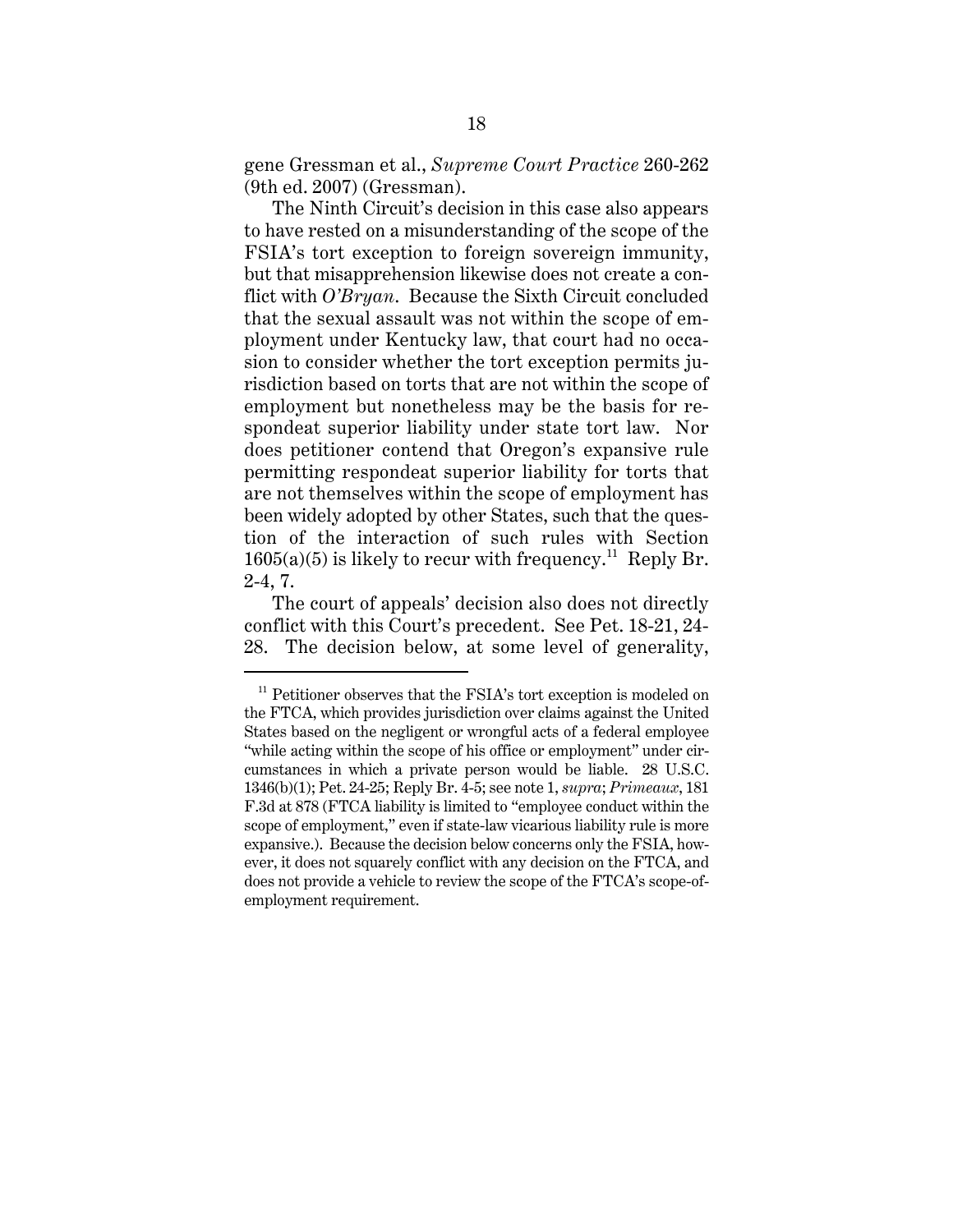gene Gressman et al., *Supreme Court Practice* 260-262 (9th ed. 2007) (Gressman).

The Ninth Circuit's decision in this case also appears to have rested on a misunderstanding of the scope of the FSIA's tort exception to foreign sovereign immunity, but that misapprehension likewise does not create a conflict with *O'Bryan*. Because the Sixth Circuit concluded that the sexual assault was not within the scope of employment under Kentucky law, that court had no occasion to consider whether the tort exception permits jurisdiction based on torts that are not within the scope of employment but nonetheless may be the basis for respondeat superior liability under state tort law. Nor does petitioner contend that Oregon's expansive rule permitting respondeat superior liability for torts that are not themselves within the scope of employment has been widely adopted by other States, such that the question of the interaction of such rules with Section 1605(a)(5) is likely to recur with frequency.[11] Reply Br. 2-4, 7.

The court of appeals' decision also does not directly conflict with this Court's precedent. See Pet. 18-21, 24-28. The decision below, at some level of generality,

---

[11] Petitioner observes that the FSIA's tort exception is modeled on the FTCA, which provides jurisdiction over claims against the United States based on the negligent or wrongful acts of a federal employee "while acting within the scope of his office or employment" under circumstances in which a private person would be liable. 28 U.S.C. 1346(b)(1); Pet. 24-25; Reply Br. 4-5; see note 1, *supra*; *Primeaux*, 181 F.3d at 878 (FTCA liability is limited to "employee conduct within the scope of employment," even if state-law vicarious liability rule is more expansive.). Because the decision below concerns only the FSIA, however, it does not squarely conflict with any decision on the FTCA, and does not provide a vehicle to review the scope of the FTCA's scope-of-employment requirement.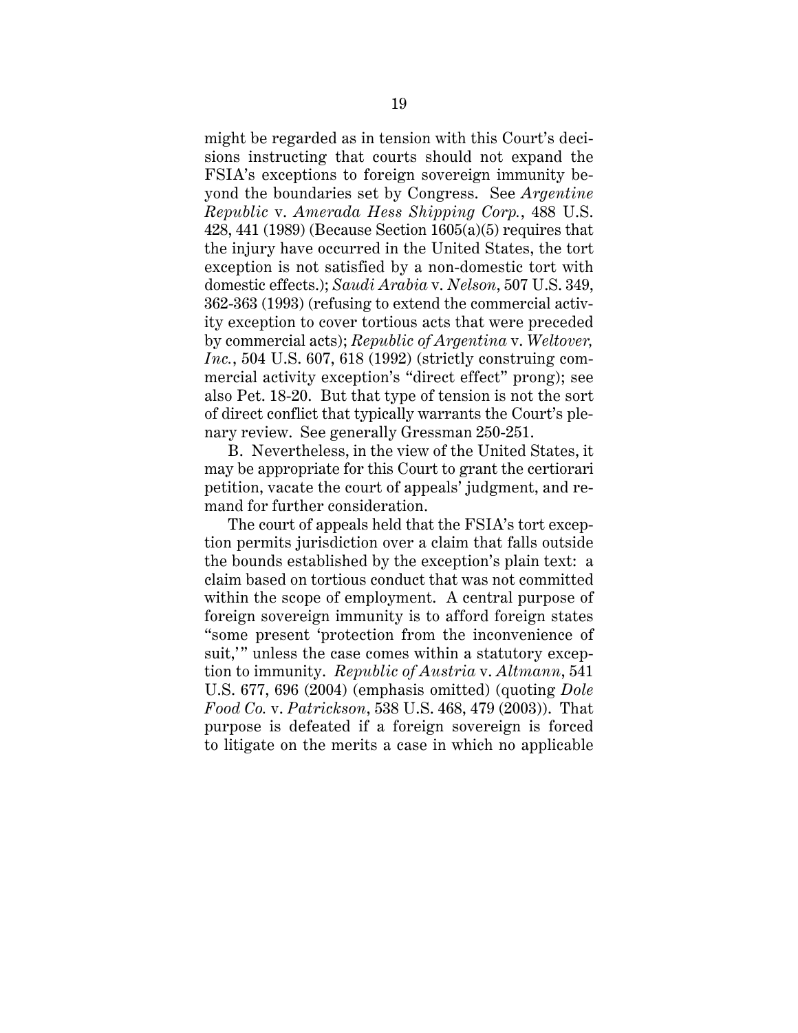might be regarded as in tension with this Court's decisions instructing that courts should not expand the FSIA's exceptions to foreign sovereign immunity beyond the boundaries set by Congress. See *Argentine Republic* v. *Amerada Hess Shipping Corp.*, 488 U.S. 428, 441 (1989) (Because Section 1605(a)(5) requires that the injury have occurred in the United States, the tort exception is not satisfied by a non-domestic tort with domestic effects.); *Saudi Arabia* v. *Nelson*, 507 U.S. 349, 362-363 (1993) (refusing to extend the commercial activity exception to cover tortious acts that were preceded by commercial acts); *Republic of Argentina* v. *Weltover, Inc.*, 504 U.S. 607, 618 (1992) (strictly construing commercial activity exception's "direct effect" prong); see also Pet. 18-20. But that type of tension is not the sort of direct conflict that typically warrants the Court's plenary review. See generally Gressman 250-251.

B. Nevertheless, in the view of the United States, it may be appropriate for this Court to grant the certiorari petition, vacate the court of appeals' judgment, and remand for further consideration.

The court of appeals held that the FSIA's tort exception permits jurisdiction over a claim that falls outside the bounds established by the exception's plain text: a claim based on tortious conduct that was not committed within the scope of employment. A central purpose of foreign sovereign immunity is to afford foreign states "some present 'protection from the inconvenience of suit,'" unless the case comes within a statutory exception to immunity. *Republic of Austria* v. *Altmann*, 541 U.S. 677, 696 (2004) (emphasis omitted) (quoting *Dole Food Co.* v. *Patrickson*, 538 U.S. 468, 479 (2003)). That purpose is defeated if a foreign sovereign is forced to litigate on the merits a case in which no applicable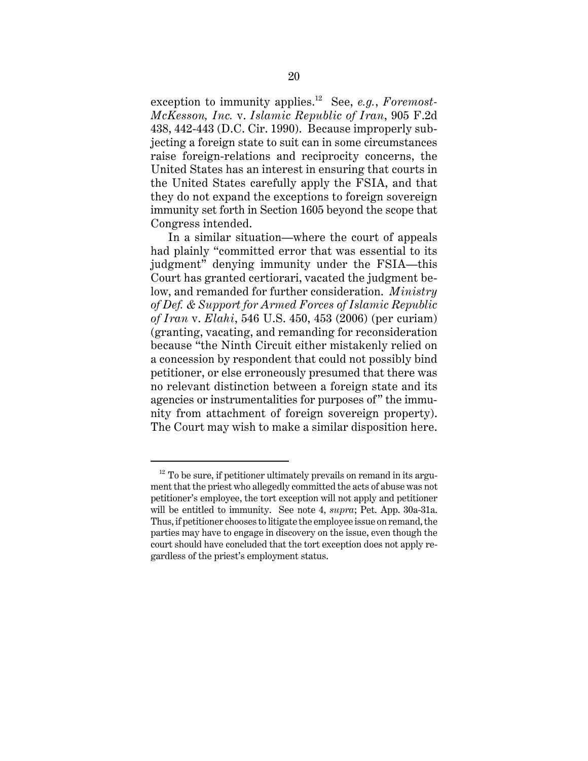exception to immunity applies.[12] See, *e.g.*, *Foremost-McKesson, Inc.* v. *Islamic Republic of Iran*, 905 F.2d 438, 442-443 (D.C. Cir. 1990). Because improperly subjecting a foreign state to suit can in some circumstances raise foreign-relations and reciprocity concerns, the United States has an interest in ensuring that courts in the United States carefully apply the FSIA, and that they do not expand the exceptions to foreign sovereign immunity set forth in Section 1605 beyond the scope that Congress intended.

In a similar situation—where the court of appeals had plainly "committed error that was essential to its judgment" denying immunity under the FSIA—this Court has granted certiorari, vacated the judgment below, and remanded for further consideration. *Ministry of Def. & Support for Armed Forces of Islamic Republic of Iran* v. *Elahi*, 546 U.S. 450, 453 (2006) (per curiam) (granting, vacating, and remanding for reconsideration because "the Ninth Circuit either mistakenly relied on a concession by respondent that could not possibly bind petitioner, or else erroneously presumed that there was no relevant distinction between a foreign state and its agencies or instrumentalities for purposes of" the immunity from attachment of foreign sovereign property). The Court may wish to make a similar disposition here.

---

[12] To be sure, if petitioner ultimately prevails on remand in its argument that the priest who allegedly committed the acts of abuse was not petitioner's employee, the tort exception will not apply and petitioner will be entitled to immunity. See note 4, *supra*; Pet. App. 30a-31a. Thus, if petitioner chooses to litigate the employee issue on remand, the parties may have to engage in discovery on the issue, even though the court should have concluded that the tort exception does not apply regardless of the priest's employment status.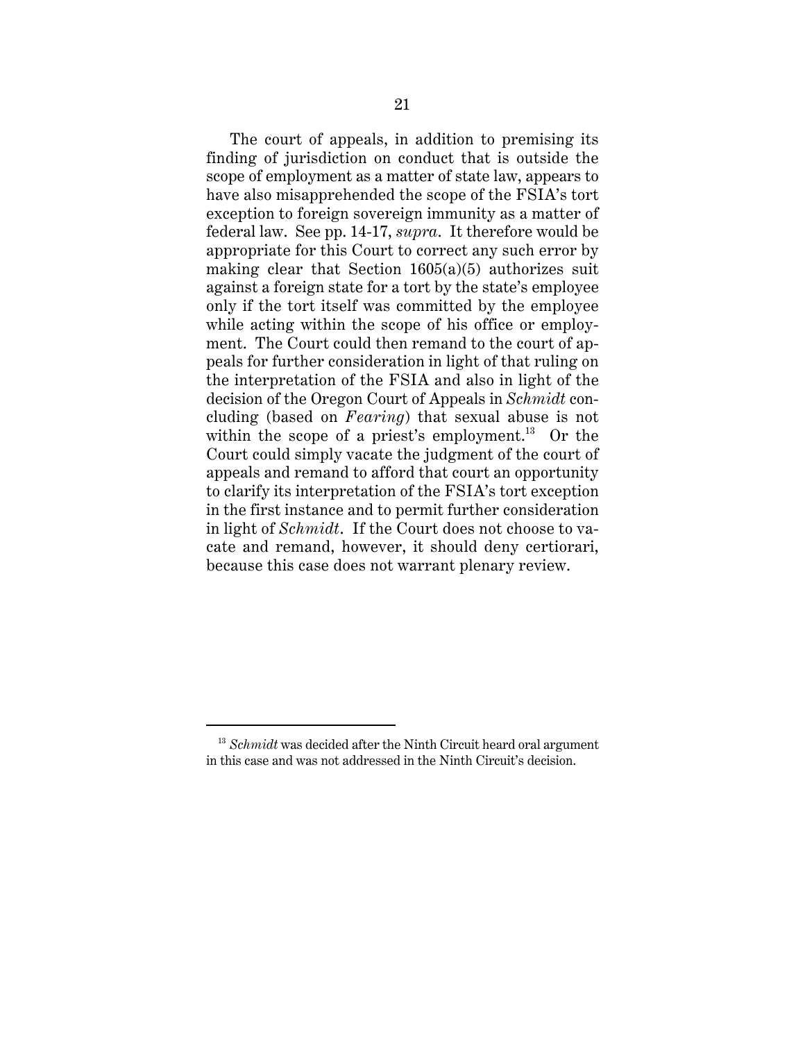The court of appeals, in addition to premising its finding of jurisdiction on conduct that is outside the scope of employment as a matter of state law, appears to have also misapprehended the scope of the FSIA's tort exception to foreign sovereign immunity as a matter of federal law. See pp. 14-17, *supra*. It therefore would be appropriate for this Court to correct any such error by making clear that Section 1605(a)(5) authorizes suit against a foreign state for a tort by the state's employee only if the tort itself was committed by the employee while acting within the scope of his office or employment. The Court could then remand to the court of appeals for further consideration in light of that ruling on the interpretation of the FSIA and also in light of the decision of the Oregon Court of Appeals in *Schmidt* concluding (based on *Fearing*) that sexual abuse is not within the scope of a priest's employment.[13] Or the Court could simply vacate the judgment of the court of appeals and remand to afford that court an opportunity to clarify its interpretation of the FSIA's tort exception in the first instance and to permit further consideration in light of *Schmidt*. If the Court does not choose to vacate and remand, however, it should deny certiorari, because this case does not warrant plenary review.

---

[13] *Schmidt* was decided after the Ninth Circuit heard oral argument in this case and was not addressed in the Ninth Circuit's decision.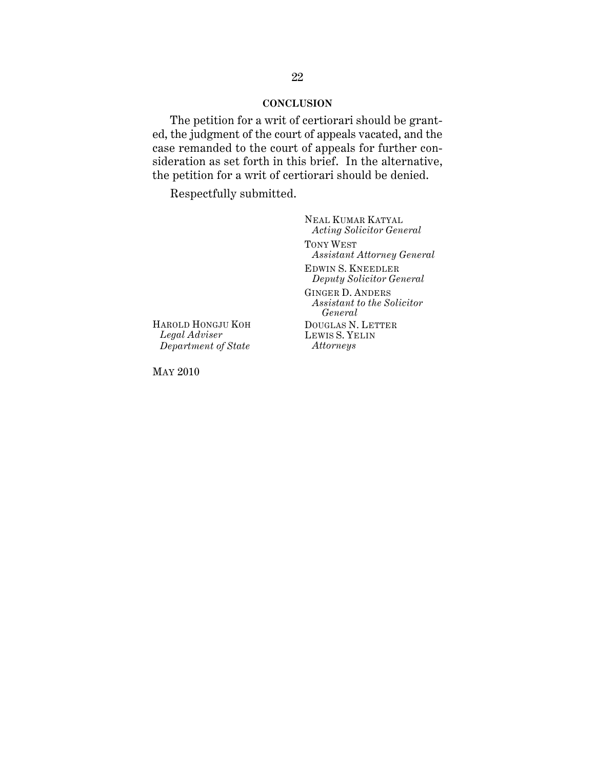## CONCLUSION

The petition for a writ of certiorari should be granted, the judgment of the court of appeals vacated, and the case remanded to the court of appeals for further consideration as set forth in this brief. In the alternative, the petition for a writ of certiorari should be denied.

Respectfully submitted.

NEAL KUMAR KATYAL
*Acting Solicitor General*

TONY WEST
*Assistant Attorney General*

EDWIN S. KNEEDLER
*Deputy Solicitor General*

GINGER D. ANDERS
*Assistant to the Solicitor General*

DOUGLAS N. LETTER
LEWIS S. YELIN
*Attorneys*

HAROLD HONGJU KOH
*Legal Adviser*
*Department of State*

MAY 2010